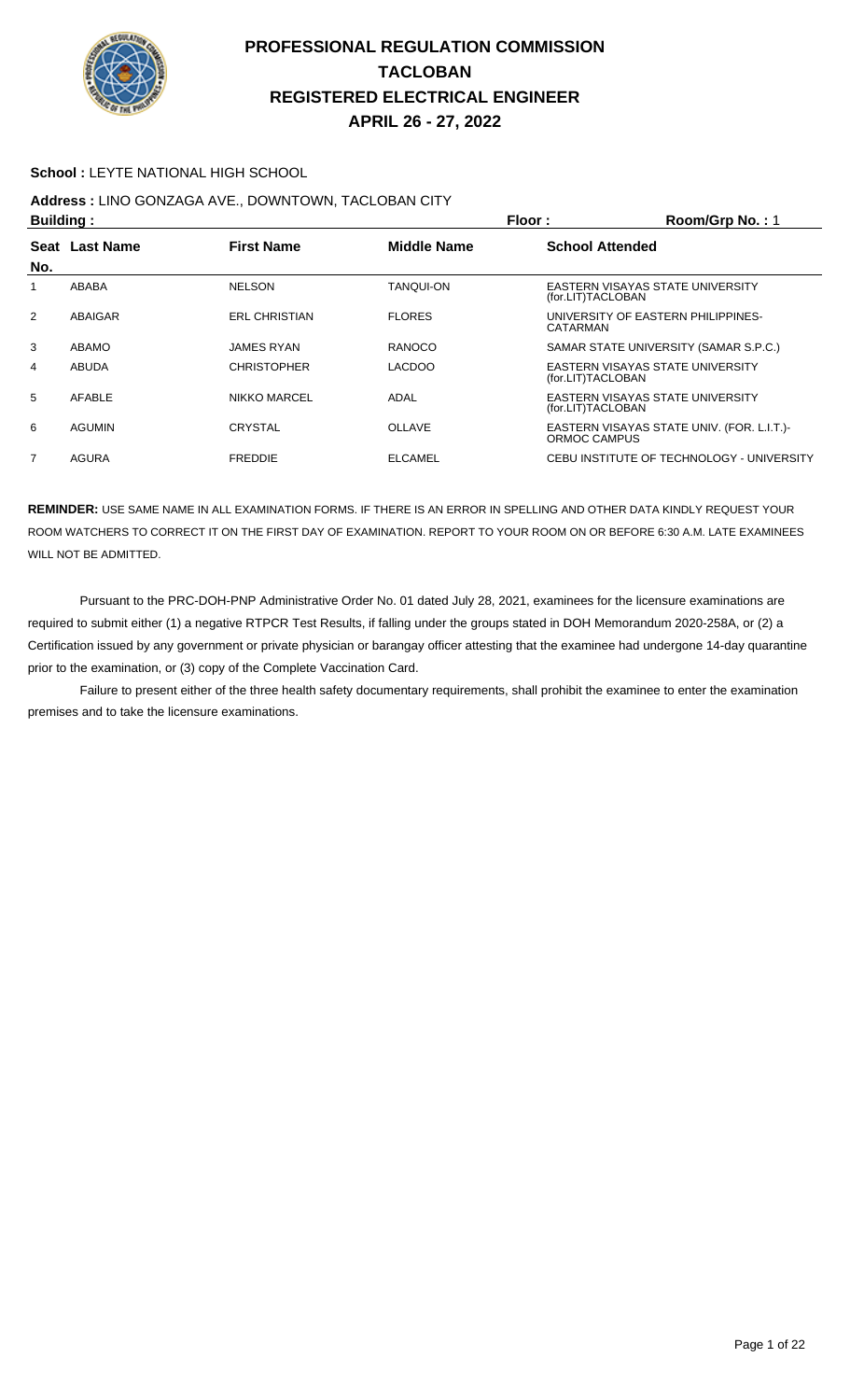# PROFESSIONAL REGULATION COMMISSION
## TACLOBAN
## REGISTERED ELECTRICAL ENGINEER
## APRIL 26 - 27, 2022

**School :** LEYTE NATIONAL HIGH SCHOOL

**Address :** LINO GONZAGA AVE., DOWNTOWN, TACLOBAN CITY

**Building :** | **Floor :** | **Room/Grp No. :** 1

| Seat No. | Last Name | First Name | Middle Name | School Attended |
|---|---|---|---|---|
| 1 | ABABA | NELSON | TANQUI-ON | EASTERN VISAYAS STATE UNIVERSITY (for.LIT)TACLOBAN |
| 2 | ABAIGAR | ERL CHRISTIAN | FLORES | UNIVERSITY OF EASTERN PHILIPPINES-CATARMAN |
| 3 | ABAMO | JAMES RYAN | RANOCO | SAMAR STATE UNIVERSITY (SAMAR S.P.C.) |
| 4 | ABUDA | CHRISTOPHER | LACDOO | EASTERN VISAYAS STATE UNIVERSITY (for.LIT)TACLOBAN |
| 5 | AFABLE | NIKKO MARCEL | ADAL | EASTERN VISAYAS STATE UNIVERSITY (for.LIT)TACLOBAN |
| 6 | AGUMIN | CRYSTAL | OLLAVE | EASTERN VISAYAS STATE UNIV. (FOR. L.I.T.)-ORMOC CAMPUS |
| 7 | AGURA | FREDDIE | ELCAMEL | CEBU INSTITUTE OF TECHNOLOGY - UNIVERSITY |

**REMINDER:** USE SAME NAME IN ALL EXAMINATION FORMS. IF THERE IS AN ERROR IN SPELLING AND OTHER DATA KINDLY REQUEST YOUR ROOM WATCHERS TO CORRECT IT ON THE FIRST DAY OF EXAMINATION. REPORT TO YOUR ROOM ON OR BEFORE 6:30 A.M. LATE EXAMINEES WILL NOT BE ADMITTED.

Pursuant to the PRC-DOH-PNP Administrative Order No. 01 dated July 28, 2021, examinees for the licensure examinations are required to submit either (1) a negative RTPCR Test Results, if falling under the groups stated in DOH Memorandum 2020-258A, or (2) a Certification issued by any government or private physician or barangay officer attesting that the examinee had undergone 14-day quarantine prior to the examination, or (3) copy of the Complete Vaccination Card.

Failure to present either of the three health safety documentary requirements, shall prohibit the examinee to enter the examination premises and to take the licensure examinations.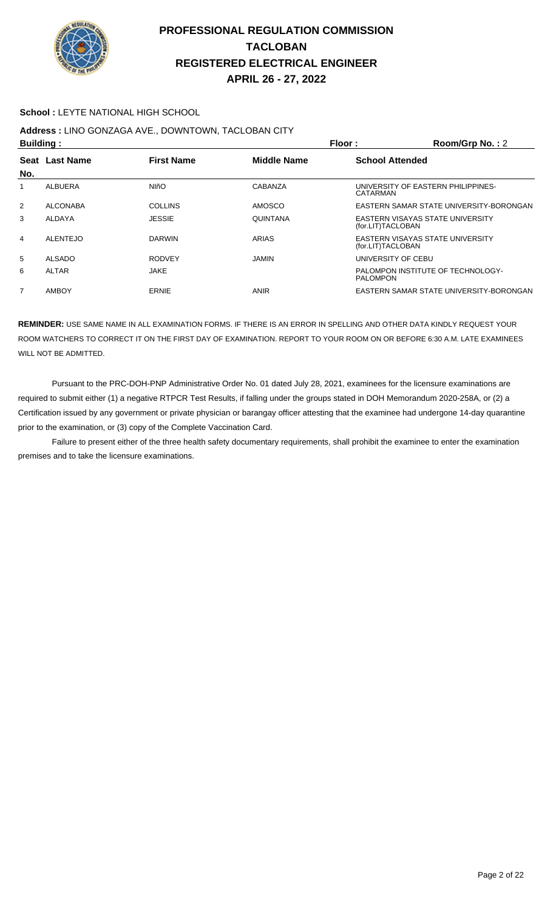# PROFESSIONAL REGULATION COMMISSION
# TACLOBAN
# REGISTERED ELECTRICAL ENGINEER
# APRIL 26 - 27, 2022

**School :** LEYTE NATIONAL HIGH SCHOOL

**Address :** LINO GONZAGA AVE., DOWNTOWN, TACLOBAN CITY

**Building :** **Floor :** **Room/Grp No. :** 2

| Seat No. | Last Name | First Name | Middle Name | School Attended |
|---|---|---|---|---|
| 1 | ALBUERA | NIñO | CABANZA | UNIVERSITY OF EASTERN PHILIPPINES-CATARMAN |
| 2 | ALCONABA | COLLINS | AMOSCO | EASTERN SAMAR STATE UNIVERSITY-BORONGAN |
| 3 | ALDAYA | JESSIE | QUINTANA | EASTERN VISAYAS STATE UNIVERSITY (for.LIT)TACLOBAN |
| 4 | ALENTEJO | DARWIN | ARIAS | EASTERN VISAYAS STATE UNIVERSITY (for.LIT)TACLOBAN |
| 5 | ALSADO | RODVEY | JAMIN | UNIVERSITY OF CEBU |
| 6 | ALTAR | JAKE | | PALOMPON INSTITUTE OF TECHNOLOGY-PALOMPON |
| 7 | AMBOY | ERNIE | ANIR | EASTERN SAMAR STATE UNIVERSITY-BORONGAN |

**REMINDER:** USE SAME NAME IN ALL EXAMINATION FORMS. IF THERE IS AN ERROR IN SPELLING AND OTHER DATA KINDLY REQUEST YOUR ROOM WATCHERS TO CORRECT IT ON THE FIRST DAY OF EXAMINATION. REPORT TO YOUR ROOM ON OR BEFORE 6:30 A.M. LATE EXAMINEES WILL NOT BE ADMITTED.

Pursuant to the PRC-DOH-PNP Administrative Order No. 01 dated July 28, 2021, examinees for the licensure examinations are required to submit either (1) a negative RTPCR Test Results, if falling under the groups stated in DOH Memorandum 2020-258A, or (2) a Certification issued by any government or private physician or barangay officer attesting that the examinee had undergone 14-day quarantine prior to the examination, or (3) copy of the Complete Vaccination Card.

Failure to present either of the three health safety documentary requirements, shall prohibit the examinee to enter the examination premises and to take the licensure examinations.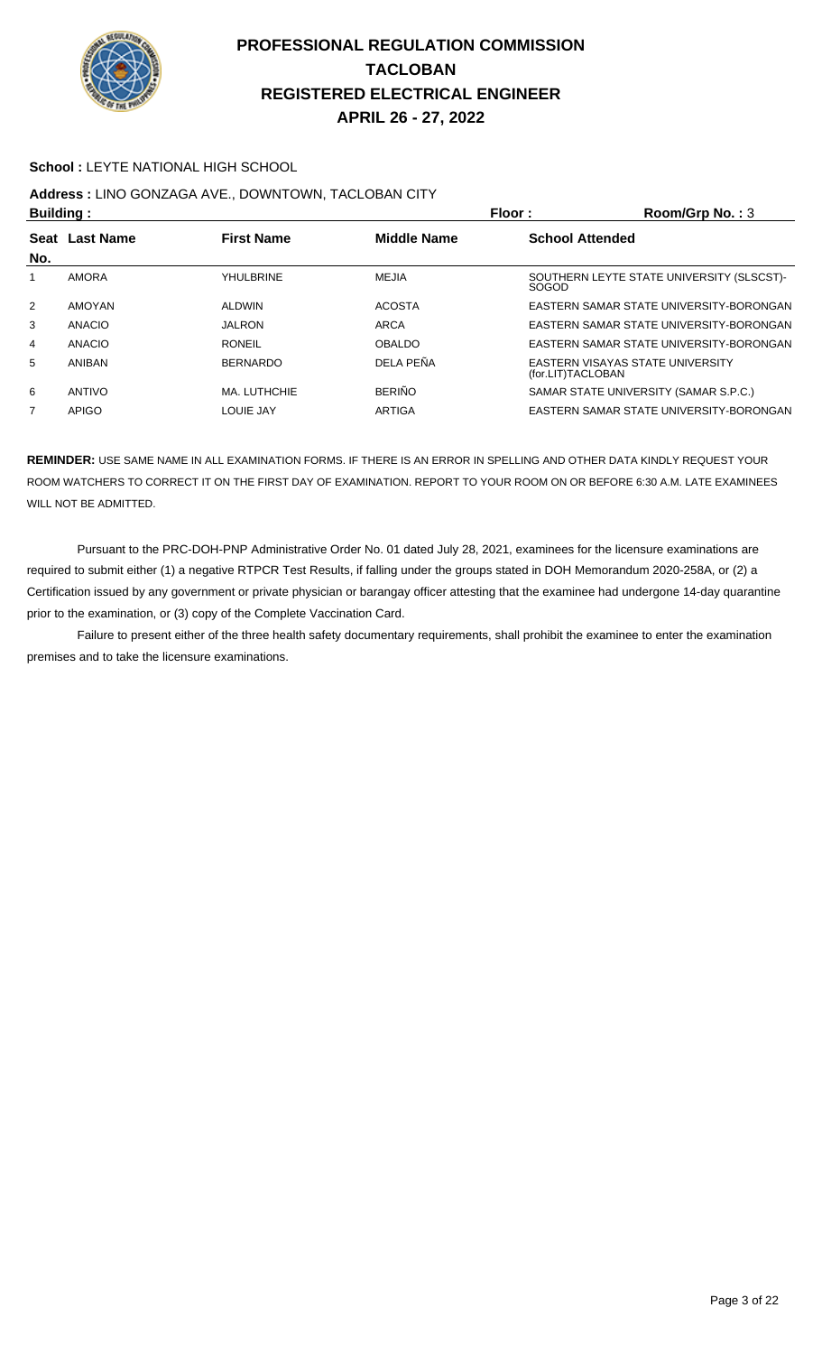# PROFESSIONAL REGULATION COMMISSION
# TACLOBAN
# REGISTERED ELECTRICAL ENGINEER
# APRIL 26 - 27, 2022

**School :** LEYTE NATIONAL HIGH SCHOOL

**Address :** LINO GONZAGA AVE., DOWNTOWN, TACLOBAN CITY

**Building :** **Floor :** **Room/Grp No. :** 3

| Seat No. | Last Name | First Name | Middle Name | School Attended |
|---|---|---|---|---|
| 1 | AMORA | YHULBRINE | MEJIA | SOUTHERN LEYTE STATE UNIVERSITY (SLSCST)-SOGOD |
| 2 | AMOYAN | ALDWIN | ACOSTA | EASTERN SAMAR STATE UNIVERSITY-BORONGAN |
| 3 | ANACIO | JALRON | ARCA | EASTERN SAMAR STATE UNIVERSITY-BORONGAN |
| 4 | ANACIO | RONEIL | OBALDO | EASTERN SAMAR STATE UNIVERSITY-BORONGAN |
| 5 | ANIBAN | BERNARDO | DELA PEÑA | EASTERN VISAYAS STATE UNIVERSITY (for.LIT)TACLOBAN |
| 6 | ANTIVO | MA. LUTHCHIE | BERIÑO | SAMAR STATE UNIVERSITY (SAMAR S.P.C.) |
| 7 | APIGO | LOUIE JAY | ARTIGA | EASTERN SAMAR STATE UNIVERSITY-BORONGAN |

**REMINDER:** USE SAME NAME IN ALL EXAMINATION FORMS. IF THERE IS AN ERROR IN SPELLING AND OTHER DATA KINDLY REQUEST YOUR ROOM WATCHERS TO CORRECT IT ON THE FIRST DAY OF EXAMINATION. REPORT TO YOUR ROOM ON OR BEFORE 6:30 A.M. LATE EXAMINEES WILL NOT BE ADMITTED.

Pursuant to the PRC-DOH-PNP Administrative Order No. 01 dated July 28, 2021, examinees for the licensure examinations are required to submit either (1) a negative RTPCR Test Results, if falling under the groups stated in DOH Memorandum 2020-258A, or (2) a Certification issued by any government or private physician or barangay officer attesting that the examinee had undergone 14-day quarantine prior to the examination, or (3) copy of the Complete Vaccination Card.

Failure to present either of the three health safety documentary requirements, shall prohibit the examinee to enter the examination premises and to take the licensure examinations.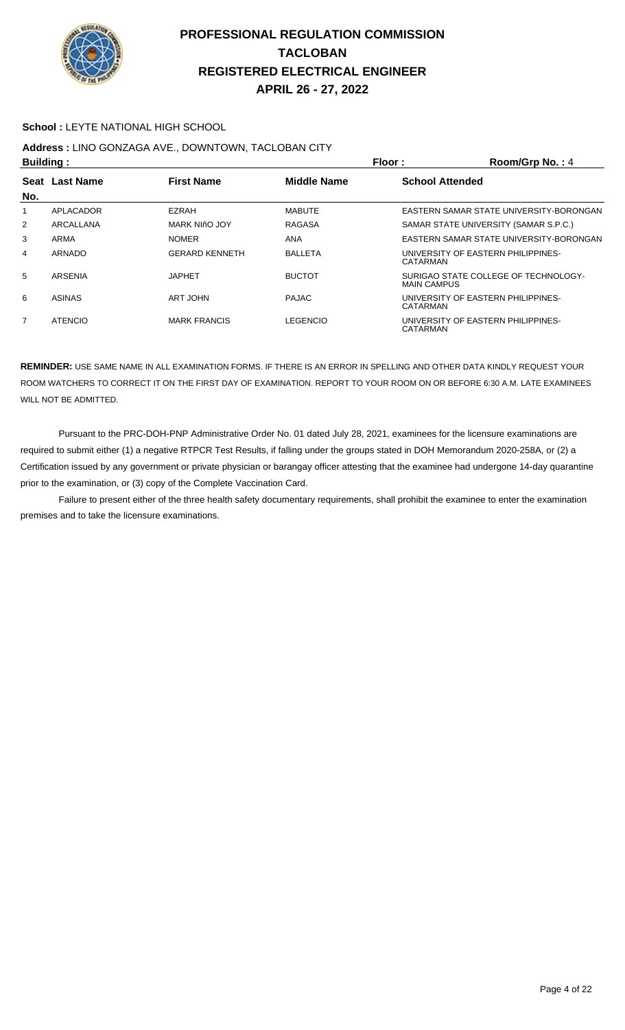# PROFESSIONAL REGULATION COMMISSION
# TACLOBAN
# REGISTERED ELECTRICAL ENGINEER
# APRIL 26 - 27, 2022

**School :** LEYTE NATIONAL HIGH SCHOOL

**Address :** LINO GONZAGA AVE., DOWNTOWN, TACLOBAN CITY

**Building :** **Floor :** **Room/Grp No. :** 4

| Seat No. | Last Name | First Name | Middle Name | School Attended |
|---|---|---|---|---|
| 1 | APLACADOR | EZRAH | MABUTE | EASTERN SAMAR STATE UNIVERSITY-BORONGAN |
| 2 | ARCALLANA | MARK NIñO JOY | RAGASA | SAMAR STATE UNIVERSITY (SAMAR S.P.C.) |
| 3 | ARMA | NOMER | ANA | EASTERN SAMAR STATE UNIVERSITY-BORONGAN |
| 4 | ARNADO | GERARD KENNETH | BALLETA | UNIVERSITY OF EASTERN PHILIPPINES-CATARMAN |
| 5 | ARSENIA | JAPHET | BUCTOT | SURIGAO STATE COLLEGE OF TECHNOLOGY-MAIN CAMPUS |
| 6 | ASINAS | ART JOHN | PAJAC | UNIVERSITY OF EASTERN PHILIPPINES-CATARMAN |
| 7 | ATENCIO | MARK FRANCIS | LEGENCIO | UNIVERSITY OF EASTERN PHILIPPINES-CATARMAN |

**REMINDER:** USE SAME NAME IN ALL EXAMINATION FORMS. IF THERE IS AN ERROR IN SPELLING AND OTHER DATA KINDLY REQUEST YOUR ROOM WATCHERS TO CORRECT IT ON THE FIRST DAY OF EXAMINATION. REPORT TO YOUR ROOM ON OR BEFORE 6:30 A.M. LATE EXAMINEES WILL NOT BE ADMITTED.

Pursuant to the PRC-DOH-PNP Administrative Order No. 01 dated July 28, 2021, examinees for the licensure examinations are required to submit either (1) a negative RTPCR Test Results, if falling under the groups stated in DOH Memorandum 2020-258A, or (2) a Certification issued by any government or private physician or barangay officer attesting that the examinee had undergone 14-day quarantine prior to the examination, or (3) copy of the Complete Vaccination Card.

Failure to present either of the three health safety documentary requirements, shall prohibit the examinee to enter the examination premises and to take the licensure examinations.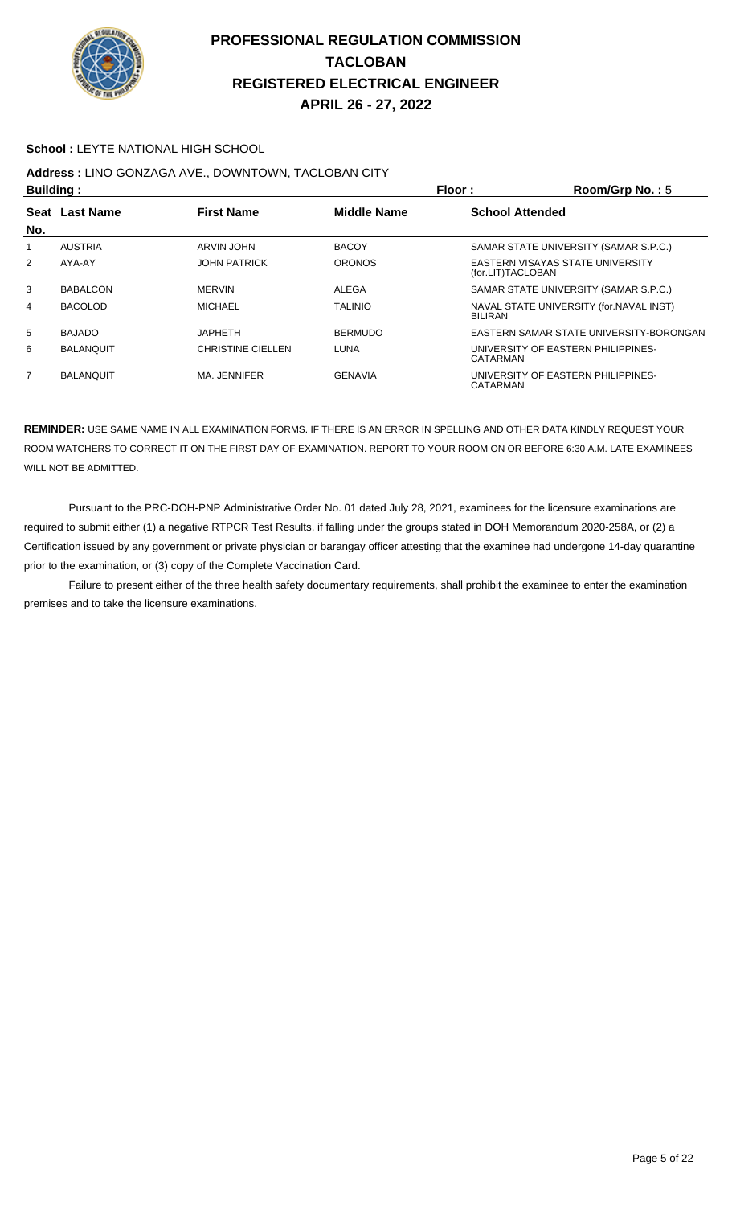# PROFESSIONAL REGULATION COMMISSION
# TACLOBAN
# REGISTERED ELECTRICAL ENGINEER
# APRIL 26 - 27, 2022

**School :** LEYTE NATIONAL HIGH SCHOOL

**Address :** LINO GONZAGA AVE., DOWNTOWN, TACLOBAN CITY

**Building :** **Floor :** **Room/Grp No. :** 5

| Seat No. | Last Name | First Name | Middle Name | School Attended |
|---|---|---|---|---|
| 1 | AUSTRIA | ARVIN JOHN | BACOY | SAMAR STATE UNIVERSITY (SAMAR S.P.C.) |
| 2 | AYA-AY | JOHN PATRICK | ORONOS | EASTERN VISAYAS STATE UNIVERSITY (for.LIT)TACLOBAN |
| 3 | BABALCON | MERVIN | ALEGA | SAMAR STATE UNIVERSITY (SAMAR S.P.C.) |
| 4 | BACOLOD | MICHAEL | TALINIO | NAVAL STATE UNIVERSITY (for.NAVAL INST) BILIRAN |
| 5 | BAJADO | JAPHETH | BERMUDO | EASTERN SAMAR STATE UNIVERSITY-BORONGAN |
| 6 | BALANQUIT | CHRISTINE CIELLEN | LUNA | UNIVERSITY OF EASTERN PHILIPPINES-CATARMAN |
| 7 | BALANQUIT | MA. JENNIFER | GENAVIA | UNIVERSITY OF EASTERN PHILIPPINES-CATARMAN |

**REMINDER:** USE SAME NAME IN ALL EXAMINATION FORMS. IF THERE IS AN ERROR IN SPELLING AND OTHER DATA KINDLY REQUEST YOUR ROOM WATCHERS TO CORRECT IT ON THE FIRST DAY OF EXAMINATION. REPORT TO YOUR ROOM ON OR BEFORE 6:30 A.M. LATE EXAMINEES WILL NOT BE ADMITTED.

Pursuant to the PRC-DOH-PNP Administrative Order No. 01 dated July 28, 2021, examinees for the licensure examinations are required to submit either (1) a negative RTPCR Test Results, if falling under the groups stated in DOH Memorandum 2020-258A, or (2) a Certification issued by any government or private physician or barangay officer attesting that the examinee had undergone 14-day quarantine prior to the examination, or (3) copy of the Complete Vaccination Card.

Failure to present either of the three health safety documentary requirements, shall prohibit the examinee to enter the examination premises and to take the licensure examinations.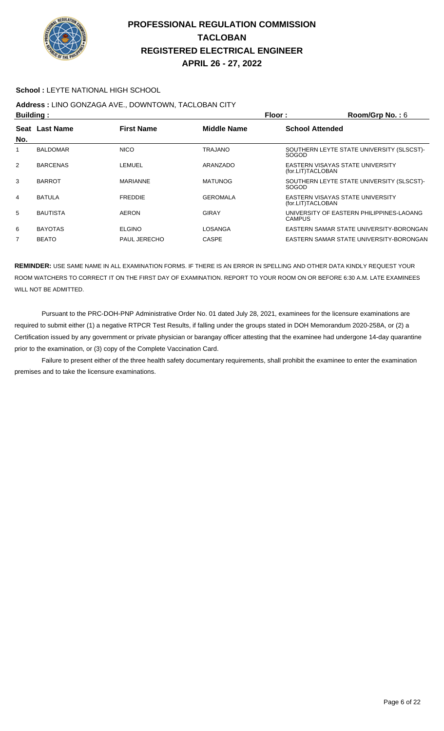# PROFESSIONAL REGULATION COMMISSION
# TACLOBAN
# REGISTERED ELECTRICAL ENGINEER
# APRIL 26 - 27, 2022

**School :** LEYTE NATIONAL HIGH SCHOOL

**Address :** LINO GONZAGA AVE., DOWNTOWN, TACLOBAN CITY

**Building :** **Floor :** **Room/Grp No. :** 6

| Seat No. | Last Name | First Name | Middle Name | School Attended |
|---|---|---|---|---|
| 1 | BALDOMAR | NICO | TRAJANO | SOUTHERN LEYTE STATE UNIVERSITY (SLSCST)-SOGOD |
| 2 | BARCENAS | LEMUEL | ARANZADO | EASTERN VISAYAS STATE UNIVERSITY (for.LIT)TACLOBAN |
| 3 | BARROT | MARIANNE | MATUNOG | SOUTHERN LEYTE STATE UNIVERSITY (SLSCST)-SOGOD |
| 4 | BATULA | FREDDIE | GEROMALA | EASTERN VISAYAS STATE UNIVERSITY (for.LIT)TACLOBAN |
| 5 | BAUTISTA | AERON | GIRAY | UNIVERSITY OF EASTERN PHILIPPINES-LAOANG CAMPUS |
| 6 | BAYOTAS | ELGINO | LOSANGA | EASTERN SAMAR STATE UNIVERSITY-BORONGAN |
| 7 | BEATO | PAUL JERECHO | CASPE | EASTERN SAMAR STATE UNIVERSITY-BORONGAN |

**REMINDER:** USE SAME NAME IN ALL EXAMINATION FORMS. IF THERE IS AN ERROR IN SPELLING AND OTHER DATA KINDLY REQUEST YOUR ROOM WATCHERS TO CORRECT IT ON THE FIRST DAY OF EXAMINATION. REPORT TO YOUR ROOM ON OR BEFORE 6:30 A.M. LATE EXAMINEES WILL NOT BE ADMITTED.

Pursuant to the PRC-DOH-PNP Administrative Order No. 01 dated July 28, 2021, examinees for the licensure examinations are required to submit either (1) a negative RTPCR Test Results, if falling under the groups stated in DOH Memorandum 2020-258A, or (2) a Certification issued by any government or private physician or barangay officer attesting that the examinee had undergone 14-day quarantine prior to the examination, or (3) copy of the Complete Vaccination Card.

Failure to present either of the three health safety documentary requirements, shall prohibit the examinee to enter the examination premises and to take the licensure examinations.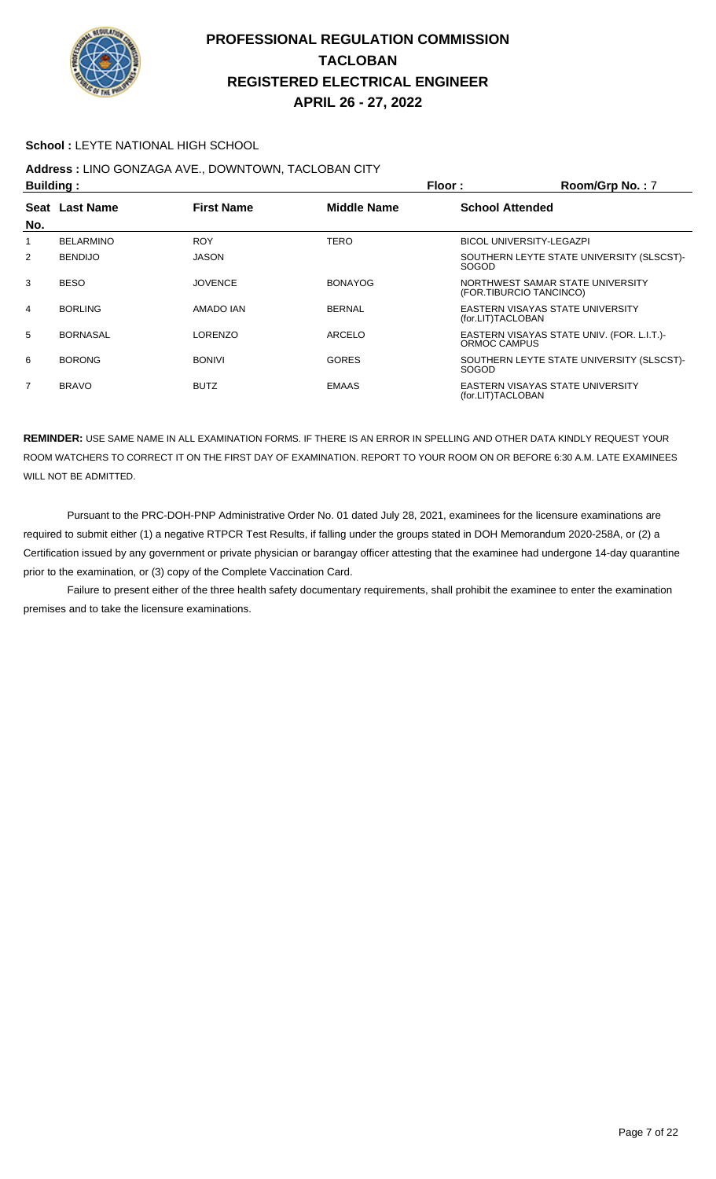# PROFESSIONAL REGULATION COMMISSION
# TACLOBAN
# REGISTERED ELECTRICAL ENGINEER
# APRIL 26 - 27, 2022

**School :** LEYTE NATIONAL HIGH SCHOOL

**Address :** LINO GONZAGA AVE., DOWNTOWN, TACLOBAN CITY

**Building :** **Floor :** **Room/Grp No. :** 7

| Seat No. | Last Name | First Name | Middle Name | School Attended |
|---|---|---|---|---|
| 1 | BELARMINO | ROY | TERO | BICOL UNIVERSITY-LEGAZPI |
| 2 | BENDIJO | JASON | | SOUTHERN LEYTE STATE UNIVERSITY (SLSCST)-SOGOD |
| 3 | BESO | JOVENCE | BONAYOG | NORTHWEST SAMAR STATE UNIVERSITY (FOR.TIBURCIO TANCINCO) |
| 4 | BORLING | AMADO IAN | BERNAL | EASTERN VISAYAS STATE UNIVERSITY (for.LIT)TACLOBAN |
| 5 | BORNASAL | LORENZO | ARCELO | EASTERN VISAYAS STATE UNIV. (FOR. L.I.T.)-ORMOC CAMPUS |
| 6 | BORONG | BONIVI | GORES | SOUTHERN LEYTE STATE UNIVERSITY (SLSCST)-SOGOD |
| 7 | BRAVO | BUTZ | EMAAS | EASTERN VISAYAS STATE UNIVERSITY (for.LIT)TACLOBAN |

**REMINDER:** USE SAME NAME IN ALL EXAMINATION FORMS. IF THERE IS AN ERROR IN SPELLING AND OTHER DATA KINDLY REQUEST YOUR ROOM WATCHERS TO CORRECT IT ON THE FIRST DAY OF EXAMINATION. REPORT TO YOUR ROOM ON OR BEFORE 6:30 A.M. LATE EXAMINEES WILL NOT BE ADMITTED.

Pursuant to the PRC-DOH-PNP Administrative Order No. 01 dated July 28, 2021, examinees for the licensure examinations are required to submit either (1) a negative RTPCR Test Results, if falling under the groups stated in DOH Memorandum 2020-258A, or (2) a Certification issued by any government or private physician or barangay officer attesting that the examinee had undergone 14-day quarantine prior to the examination, or (3) copy of the Complete Vaccination Card.

Failure to present either of the three health safety documentary requirements, shall prohibit the examinee to enter the examination premises and to take the licensure examinations.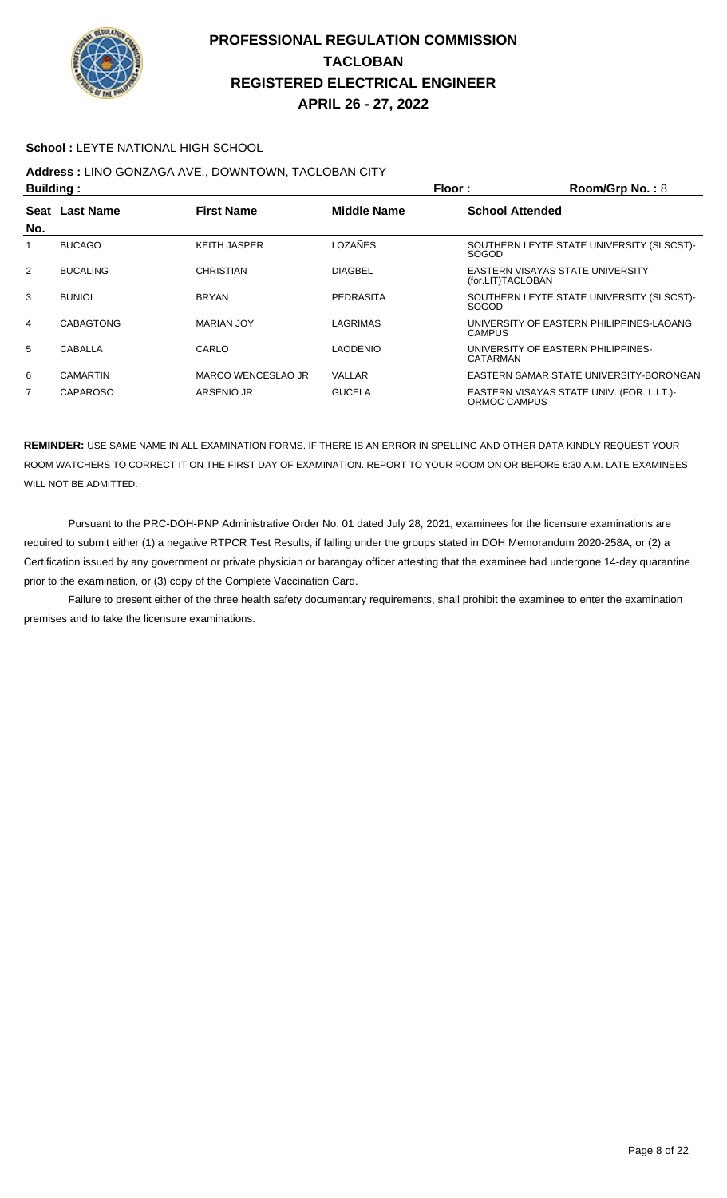# PROFESSIONAL REGULATION COMMISSION
# TACLOBAN
# REGISTERED ELECTRICAL ENGINEER
# APRIL 26 - 27, 2022

**School :** LEYTE NATIONAL HIGH SCHOOL

**Address :** LINO GONZAGA AVE., DOWNTOWN, TACLOBAN CITY

**Building :** **Floor :** **Room/Grp No. :** 8

| Seat No. | Last Name | First Name | Middle Name | School Attended |
|---|---|---|---|---|
| 1 | BUCAGO | KEITH JASPER | LOZAÑES | SOUTHERN LEYTE STATE UNIVERSITY (SLSCST)-SOGOD |
| 2 | BUCALING | CHRISTIAN | DIAGBEL | EASTERN VISAYAS STATE UNIVERSITY (for.LIT)TACLOBAN |
| 3 | BUNIOL | BRYAN | PEDRASITA | SOUTHERN LEYTE STATE UNIVERSITY (SLSCST)-SOGOD |
| 4 | CABAGTONG | MARIAN JOY | LAGRIMAS | UNIVERSITY OF EASTERN PHILIPPINES-LAOANG CAMPUS |
| 5 | CABALLA | CARLO | LAODENIO | UNIVERSITY OF EASTERN PHILIPPINES-CATARMAN |
| 6 | CAMARTIN | MARCO WENCESLAO JR | VALLAR | EASTERN SAMAR STATE UNIVERSITY-BORONGAN |
| 7 | CAPAROSO | ARSENIO JR | GUCELA | EASTERN VISAYAS STATE UNIV. (FOR. L.I.T.)-ORMOC CAMPUS |

**REMINDER:** USE SAME NAME IN ALL EXAMINATION FORMS. IF THERE IS AN ERROR IN SPELLING AND OTHER DATA KINDLY REQUEST YOUR ROOM WATCHERS TO CORRECT IT ON THE FIRST DAY OF EXAMINATION. REPORT TO YOUR ROOM ON OR BEFORE 6:30 A.M. LATE EXAMINEES WILL NOT BE ADMITTED.

Pursuant to the PRC-DOH-PNP Administrative Order No. 01 dated July 28, 2021, examinees for the licensure examinations are required to submit either (1) a negative RTPCR Test Results, if falling under the groups stated in DOH Memorandum 2020-258A, or (2) a Certification issued by any government or private physician or barangay officer attesting that the examinee had undergone 14-day quarantine prior to the examination, or (3) copy of the Complete Vaccination Card.

Failure to present either of the three health safety documentary requirements, shall prohibit the examinee to enter the examination premises and to take the licensure examinations.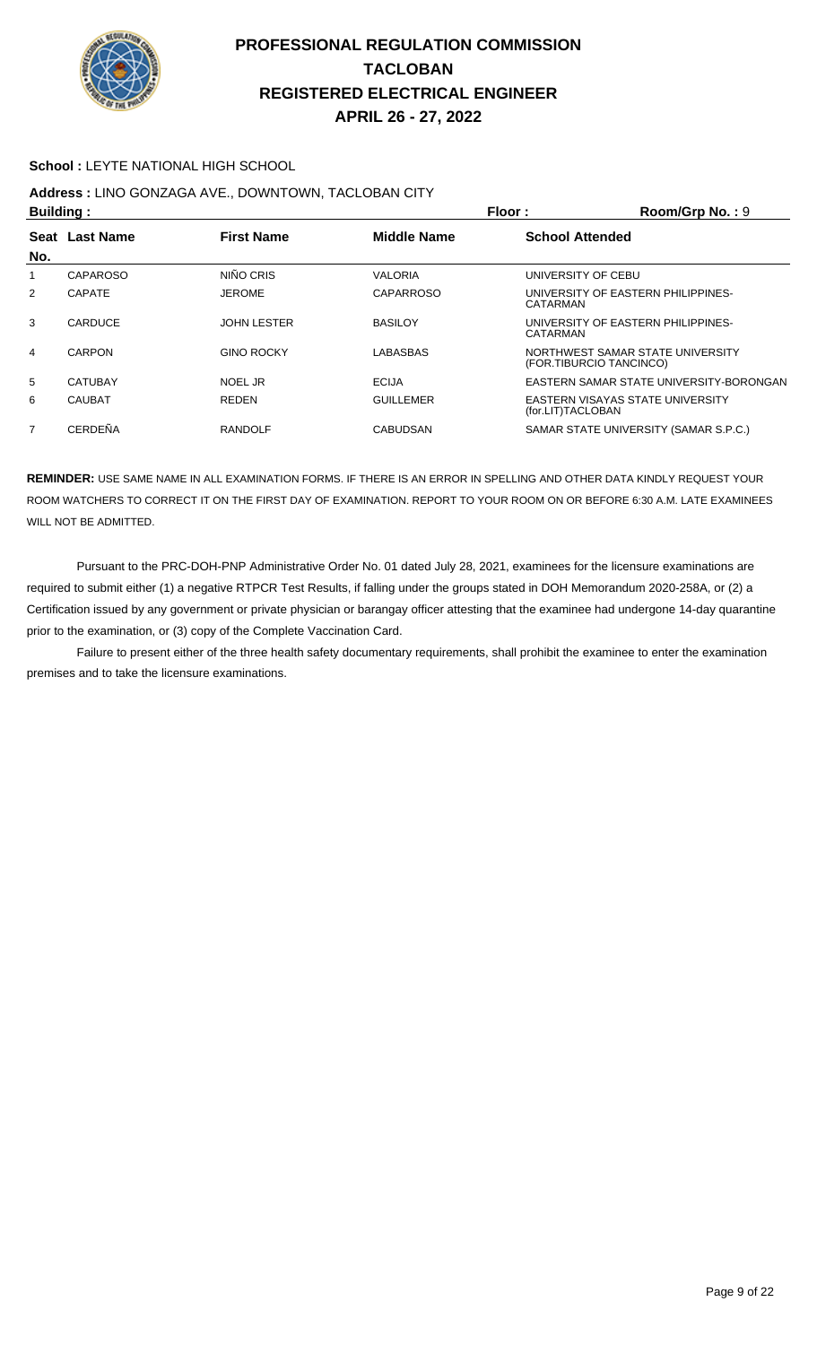# PROFESSIONAL REGULATION COMMISSION
# TACLOBAN
# REGISTERED ELECTRICAL ENGINEER
# APRIL 26 - 27, 2022

**School :** LEYTE NATIONAL HIGH SCHOOL

**Address :** LINO GONZAGA AVE., DOWNTOWN, TACLOBAN CITY

**Building :** **Floor :** **Room/Grp No. :** 9

| Seat No. | Last Name | First Name | Middle Name | School Attended |
|---|---|---|---|---|
| 1 | CAPAROSO | NIÑO CRIS | VALORIA | UNIVERSITY OF CEBU |
| 2 | CAPATE | JEROME | CAPARROSO | UNIVERSITY OF EASTERN PHILIPPINES-CATARMAN |
| 3 | CARDUCE | JOHN LESTER | BASILOY | UNIVERSITY OF EASTERN PHILIPPINES-CATARMAN |
| 4 | CARPON | GINO ROCKY | LABASBAS | NORTHWEST SAMAR STATE UNIVERSITY (FOR.TIBURCIO TANCINCO) |
| 5 | CATUBAY | NOEL JR | ECIJA | EASTERN SAMAR STATE UNIVERSITY-BORONGAN |
| 6 | CAUBAT | REDEN | GUILLEMER | EASTERN VISAYAS STATE UNIVERSITY (for.LIT)TACLOBAN |
| 7 | CERDEÑA | RANDOLF | CABUDSAN | SAMAR STATE UNIVERSITY (SAMAR S.P.C.) |

**REMINDER:** USE SAME NAME IN ALL EXAMINATION FORMS. IF THERE IS AN ERROR IN SPELLING AND OTHER DATA KINDLY REQUEST YOUR ROOM WATCHERS TO CORRECT IT ON THE FIRST DAY OF EXAMINATION. REPORT TO YOUR ROOM ON OR BEFORE 6:30 A.M. LATE EXAMINEES WILL NOT BE ADMITTED.

Pursuant to the PRC-DOH-PNP Administrative Order No. 01 dated July 28, 2021, examinees for the licensure examinations are required to submit either (1) a negative RTPCR Test Results, if falling under the groups stated in DOH Memorandum 2020-258A, or (2) a Certification issued by any government or private physician or barangay officer attesting that the examinee had undergone 14-day quarantine prior to the examination, or (3) copy of the Complete Vaccination Card.

Failure to present either of the three health safety documentary requirements, shall prohibit the examinee to enter the examination premises and to take the licensure examinations.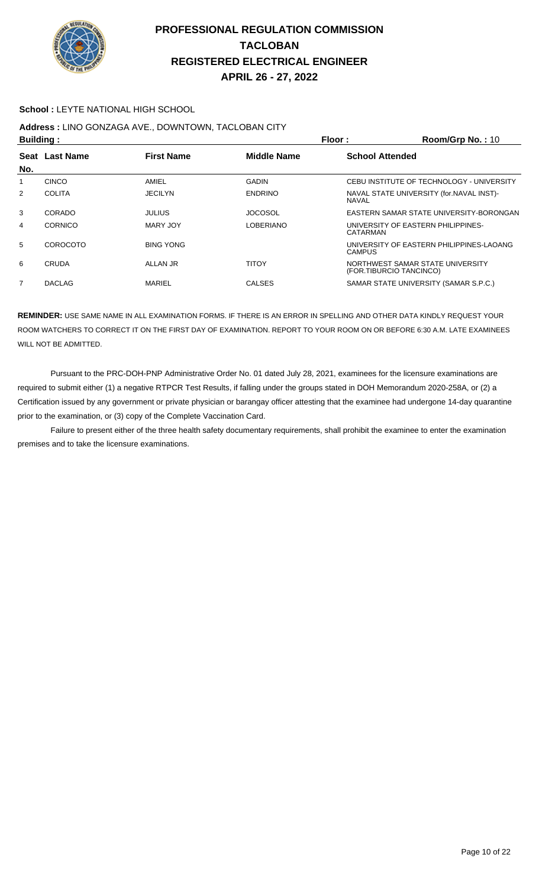# PROFESSIONAL REGULATION COMMISSION
# TACLOBAN
# REGISTERED ELECTRICAL ENGINEER
# APRIL 26 - 27, 2022

**School :** LEYTE NATIONAL HIGH SCHOOL

**Address :** LINO GONZAGA AVE., DOWNTOWN, TACLOBAN CITY

**Building :** **Floor :** **Room/Grp No. :** 10

| Seat No. | Last Name | First Name | Middle Name | School Attended |
|---|---|---|---|---|
| 1 | CINCO | AMIEL | GADIN | CEBU INSTITUTE OF TECHNOLOGY - UNIVERSITY |
| 2 | COLITA | JECILYN | ENDRINO | NAVAL STATE UNIVERSITY (for.NAVAL INST)-NAVAL |
| 3 | CORADO | JULIUS | JOCOSOL | EASTERN SAMAR STATE UNIVERSITY-BORONGAN |
| 4 | CORNICO | MARY JOY | LOBERIANO | UNIVERSITY OF EASTERN PHILIPPINES-CATARMAN |
| 5 | COROCOTO | BING YONG | | UNIVERSITY OF EASTERN PHILIPPINES-LAOANG CAMPUS |
| 6 | CRUDA | ALLAN JR | TITOY | NORTHWEST SAMAR STATE UNIVERSITY (FOR.TIBURCIO TANCINCO) |
| 7 | DACLAG | MARIEL | CALSES | SAMAR STATE UNIVERSITY (SAMAR S.P.C.) |

**REMINDER:** USE SAME NAME IN ALL EXAMINATION FORMS. IF THERE IS AN ERROR IN SPELLING AND OTHER DATA KINDLY REQUEST YOUR ROOM WATCHERS TO CORRECT IT ON THE FIRST DAY OF EXAMINATION. REPORT TO YOUR ROOM ON OR BEFORE 6:30 A.M. LATE EXAMINEES WILL NOT BE ADMITTED.

Pursuant to the PRC-DOH-PNP Administrative Order No. 01 dated July 28, 2021, examinees for the licensure examinations are required to submit either (1) a negative RTPCR Test Results, if falling under the groups stated in DOH Memorandum 2020-258A, or (2) a Certification issued by any government or private physician or barangay officer attesting that the examinee had undergone 14-day quarantine prior to the examination, or (3) copy of the Complete Vaccination Card.

Failure to present either of the three health safety documentary requirements, shall prohibit the examinee to enter the examination premises and to take the licensure examinations.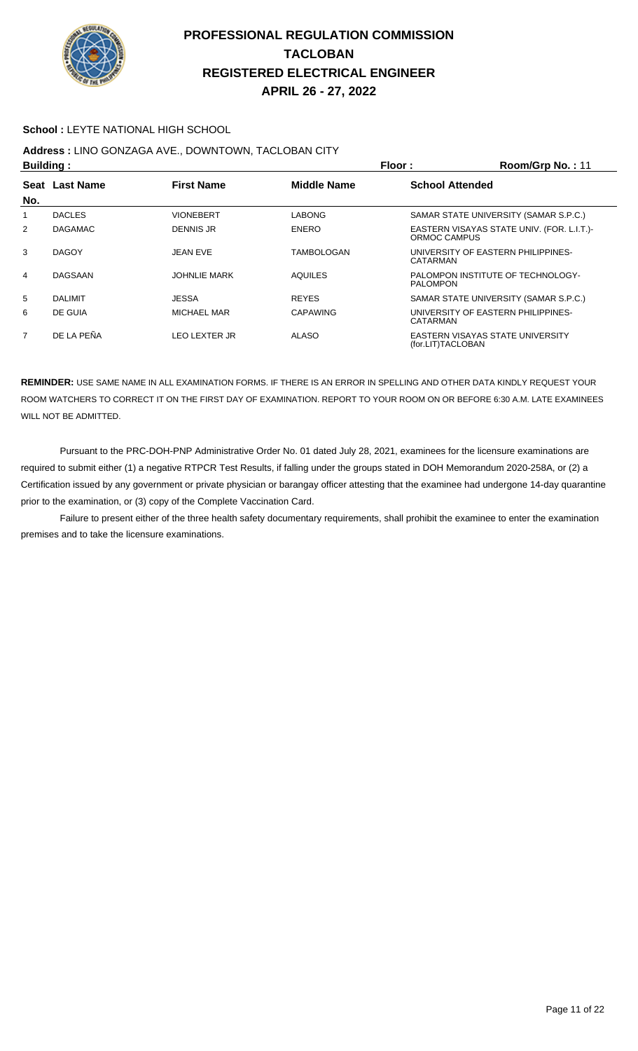# PROFESSIONAL REGULATION COMMISSION
# TACLOBAN
# REGISTERED ELECTRICAL ENGINEER
# APRIL 26 - 27, 2022

**School :** LEYTE NATIONAL HIGH SCHOOL

**Address :** LINO GONZAGA AVE., DOWNTOWN, TACLOBAN CITY

**Building :** **Floor :** **Room/Grp No. :** 11

| Seat No. | Last Name | First Name | Middle Name | School Attended |
|---|---|---|---|---|
| 1 | DACLES | VIONEBERT | LABONG | SAMAR STATE UNIVERSITY (SAMAR S.P.C.) |
| 2 | DAGAMAC | DENNIS JR | ENERO | EASTERN VISAYAS STATE UNIV. (FOR. L.I.T.)-ORMOC CAMPUS |
| 3 | DAGOY | JEAN EVE | TAMBOLOGAN | UNIVERSITY OF EASTERN PHILIPPINES-CATARMAN |
| 4 | DAGSAAN | JOHNLIE MARK | AQUILES | PALOMPON INSTITUTE OF TECHNOLOGY-PALOMPON |
| 5 | DALIMIT | JESSA | REYES | SAMAR STATE UNIVERSITY (SAMAR S.P.C.) |
| 6 | DE GUIA | MICHAEL MAR | CAPAWING | UNIVERSITY OF EASTERN PHILIPPINES-CATARMAN |
| 7 | DE LA PEÑA | LEO LEXTER JR | ALASO | EASTERN VISAYAS STATE UNIVERSITY (for.LIT)TACLOBAN |

**REMINDER:** USE SAME NAME IN ALL EXAMINATION FORMS. IF THERE IS AN ERROR IN SPELLING AND OTHER DATA KINDLY REQUEST YOUR ROOM WATCHERS TO CORRECT IT ON THE FIRST DAY OF EXAMINATION. REPORT TO YOUR ROOM ON OR BEFORE 6:30 A.M. LATE EXAMINEES WILL NOT BE ADMITTED.

Pursuant to the PRC-DOH-PNP Administrative Order No. 01 dated July 28, 2021, examinees for the licensure examinations are required to submit either (1) a negative RTPCR Test Results, if falling under the groups stated in DOH Memorandum 2020-258A, or (2) a Certification issued by any government or private physician or barangay officer attesting that the examinee had undergone 14-day quarantine prior to the examination, or (3) copy of the Complete Vaccination Card.

Failure to present either of the three health safety documentary requirements, shall prohibit the examinee to enter the examination premises and to take the licensure examinations.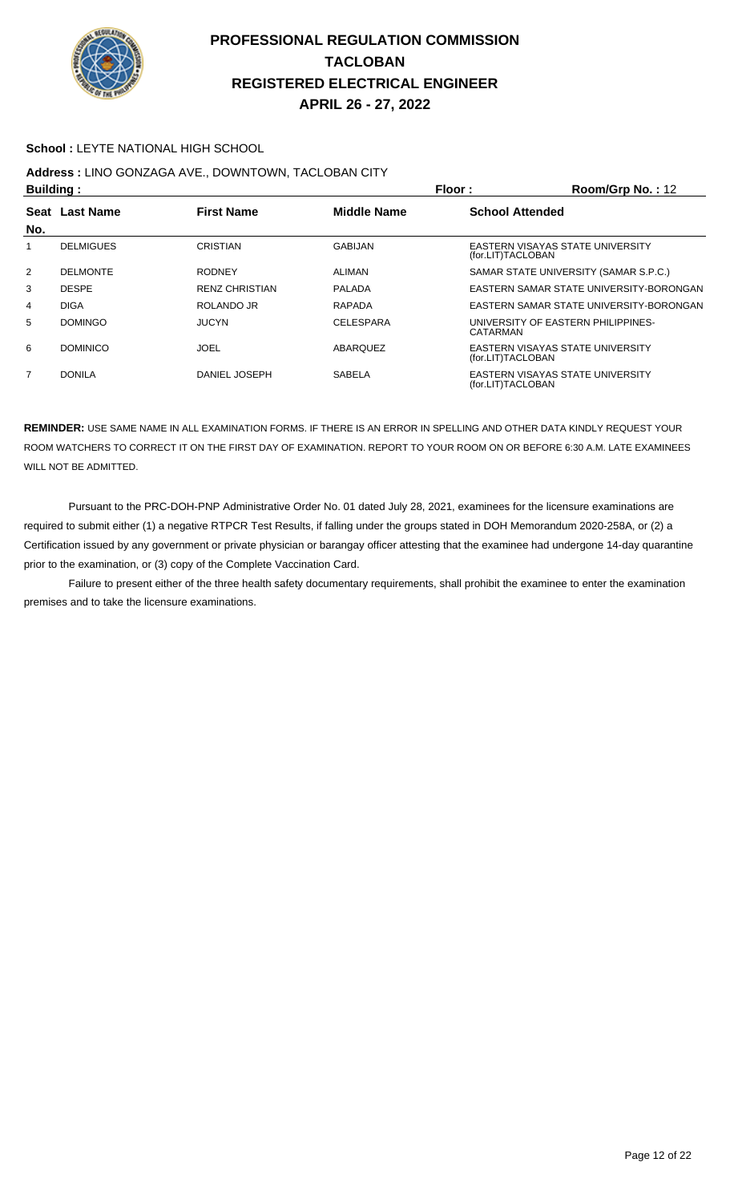# PROFESSIONAL REGULATION COMMISSION
# TACLOBAN
# REGISTERED ELECTRICAL ENGINEER
# APRIL 26 - 27, 2022

**School :** LEYTE NATIONAL HIGH SCHOOL

**Address :** LINO GONZAGA AVE., DOWNTOWN, TACLOBAN CITY

**Building :** **Floor :** **Room/Grp No. :** 12

| Seat No. | Last Name | First Name | Middle Name | School Attended |
|---|---|---|---|---|
| 1 | DELMIGUES | CRISTIAN | GABIJAN | EASTERN VISAYAS STATE UNIVERSITY (for.LIT)TACLOBAN |
| 2 | DELMONTE | RODNEY | ALIMAN | SAMAR STATE UNIVERSITY (SAMAR S.P.C.) |
| 3 | DESPE | RENZ CHRISTIAN | PALADA | EASTERN SAMAR STATE UNIVERSITY-BORONGAN |
| 4 | DIGA | ROLANDO JR | RAPADA | EASTERN SAMAR STATE UNIVERSITY-BORONGAN |
| 5 | DOMINGO | JUCYN | CELESPARA | UNIVERSITY OF EASTERN PHILIPPINES-CATARMAN |
| 6 | DOMINICO | JOEL | ABARQUEZ | EASTERN VISAYAS STATE UNIVERSITY (for.LIT)TACLOBAN |
| 7 | DONILA | DANIEL JOSEPH | SABELA | EASTERN VISAYAS STATE UNIVERSITY (for.LIT)TACLOBAN |

**REMINDER:** USE SAME NAME IN ALL EXAMINATION FORMS. IF THERE IS AN ERROR IN SPELLING AND OTHER DATA KINDLY REQUEST YOUR ROOM WATCHERS TO CORRECT IT ON THE FIRST DAY OF EXAMINATION. REPORT TO YOUR ROOM ON OR BEFORE 6:30 A.M. LATE EXAMINEES WILL NOT BE ADMITTED.

Pursuant to the PRC-DOH-PNP Administrative Order No. 01 dated July 28, 2021, examinees for the licensure examinations are required to submit either (1) a negative RTPCR Test Results, if falling under the groups stated in DOH Memorandum 2020-258A, or (2) a Certification issued by any government or private physician or barangay officer attesting that the examinee had undergone 14-day quarantine prior to the examination, or (3) copy of the Complete Vaccination Card.

Failure to present either of the three health safety documentary requirements, shall prohibit the examinee to enter the examination premises and to take the licensure examinations.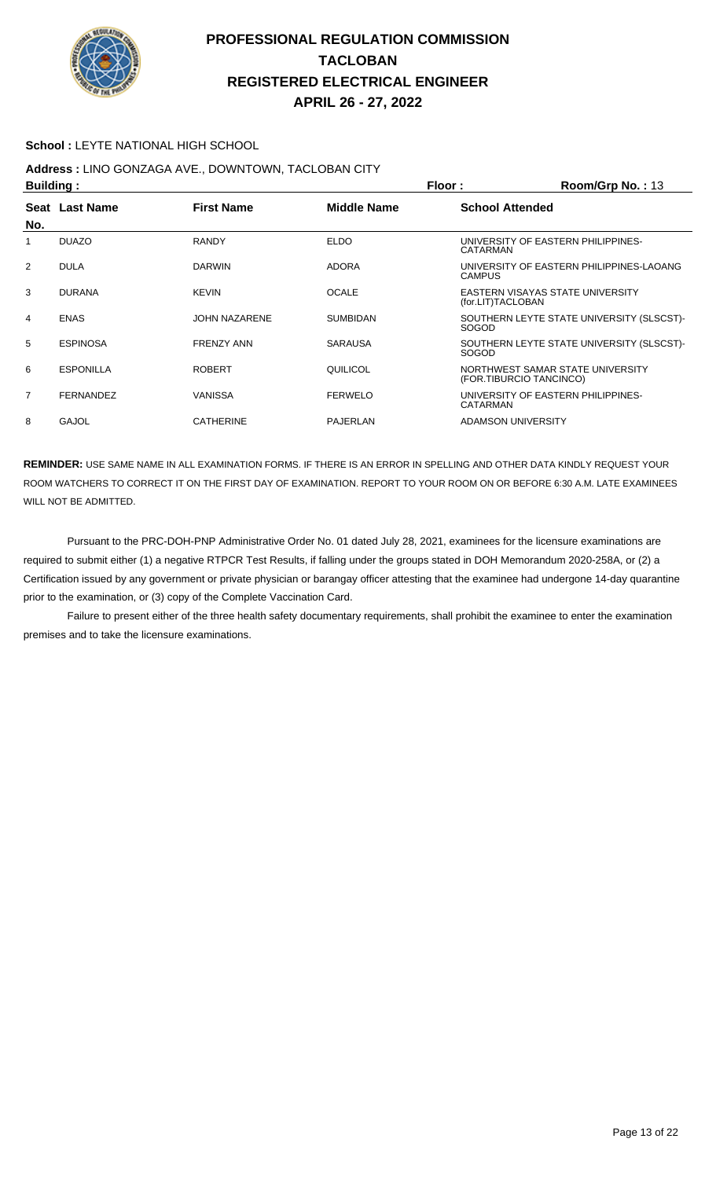# PROFESSIONAL REGULATION COMMISSION
## TACLOBAN
## REGISTERED ELECTRICAL ENGINEER
## APRIL 26 - 27, 2022

**School :** LEYTE NATIONAL HIGH SCHOOL

**Address :** LINO GONZAGA AVE., DOWNTOWN, TACLOBAN CITY

**Building :** **Floor :** **Room/Grp No. :** 13

| Seat No. | Last Name | First Name | Middle Name | School Attended |
|---|---|---|---|---|
| 1 | DUAZO | RANDY | ELDO | UNIVERSITY OF EASTERN PHILIPPINES-CATARMAN |
| 2 | DULA | DARWIN | ADORA | UNIVERSITY OF EASTERN PHILIPPINES-LAOANG CAMPUS |
| 3 | DURANA | KEVIN | OCALE | EASTERN VISAYAS STATE UNIVERSITY (for.LIT)TACLOBAN |
| 4 | ENAS | JOHN NAZARENE | SUMBIDAN | SOUTHERN LEYTE STATE UNIVERSITY (SLSCST)-SOGOD |
| 5 | ESPINOSA | FRENZY ANN | SARAUSA | SOUTHERN LEYTE STATE UNIVERSITY (SLSCST)-SOGOD |
| 6 | ESPONILLA | ROBERT | QUILICOL | NORTHWEST SAMAR STATE UNIVERSITY (FOR.TIBURCIO TANCINCO) |
| 7 | FERNANDEZ | VANISSA | FERWELO | UNIVERSITY OF EASTERN PHILIPPINES-CATARMAN |
| 8 | GAJOL | CATHERINE | PAJERLAN | ADAMSON UNIVERSITY |

**REMINDER:** USE SAME NAME IN ALL EXAMINATION FORMS. IF THERE IS AN ERROR IN SPELLING AND OTHER DATA KINDLY REQUEST YOUR ROOM WATCHERS TO CORRECT IT ON THE FIRST DAY OF EXAMINATION. REPORT TO YOUR ROOM ON OR BEFORE 6:30 A.M. LATE EXAMINEES WILL NOT BE ADMITTED.

Pursuant to the PRC-DOH-PNP Administrative Order No. 01 dated July 28, 2021, examinees for the licensure examinations are required to submit either (1) a negative RTPCR Test Results, if falling under the groups stated in DOH Memorandum 2020-258A, or (2) a Certification issued by any government or private physician or barangay officer attesting that the examinee had undergone 14-day quarantine prior to the examination, or (3) copy of the Complete Vaccination Card.

Failure to present either of the three health safety documentary requirements, shall prohibit the examinee to enter the examination premises and to take the licensure examinations.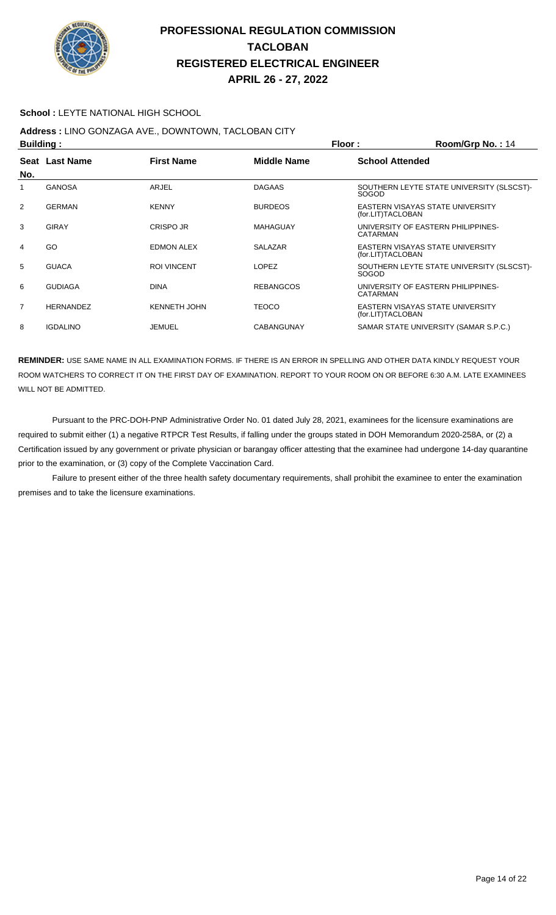# PROFESSIONAL REGULATION COMMISSION
# TACLOBAN
# REGISTERED ELECTRICAL ENGINEER
# APRIL 26 - 27, 2022

**School :** LEYTE NATIONAL HIGH SCHOOL

**Address :** LINO GONZAGA AVE., DOWNTOWN, TACLOBAN CITY

**Building :** **Floor :** **Room/Grp No. :** 14

| Seat No. | Last Name | First Name | Middle Name | School Attended |
|---|---|---|---|---|
| 1 | GANOSA | ARJEL | DAGAAS | SOUTHERN LEYTE STATE UNIVERSITY (SLSCST)-SOGOD |
| 2 | GERMAN | KENNY | BURDEOS | EASTERN VISAYAS STATE UNIVERSITY (for.LIT)TACLOBAN |
| 3 | GIRAY | CRISPO JR | MAHAGUAY | UNIVERSITY OF EASTERN PHILIPPINES-CATARMAN |
| 4 | GO | EDMON ALEX | SALAZAR | EASTERN VISAYAS STATE UNIVERSITY (for.LIT)TACLOBAN |
| 5 | GUACA | ROI VINCENT | LOPEZ | SOUTHERN LEYTE STATE UNIVERSITY (SLSCST)-SOGOD |
| 6 | GUDIAGA | DINA | REBANGCOS | UNIVERSITY OF EASTERN PHILIPPINES-CATARMAN |
| 7 | HERNANDEZ | KENNETH JOHN | TEOCO | EASTERN VISAYAS STATE UNIVERSITY (for.LIT)TACLOBAN |
| 8 | IGDALINO | JEMUEL | CABANGUNAY | SAMAR STATE UNIVERSITY (SAMAR S.P.C.) |

**REMINDER:** USE SAME NAME IN ALL EXAMINATION FORMS. IF THERE IS AN ERROR IN SPELLING AND OTHER DATA KINDLY REQUEST YOUR ROOM WATCHERS TO CORRECT IT ON THE FIRST DAY OF EXAMINATION. REPORT TO YOUR ROOM ON OR BEFORE 6:30 A.M. LATE EXAMINEES WILL NOT BE ADMITTED.

Pursuant to the PRC-DOH-PNP Administrative Order No. 01 dated July 28, 2021, examinees for the licensure examinations are required to submit either (1) a negative RTPCR Test Results, if falling under the groups stated in DOH Memorandum 2020-258A, or (2) a Certification issued by any government or private physician or barangay officer attesting that the examinee had undergone 14-day quarantine prior to the examination, or (3) copy of the Complete Vaccination Card.

Failure to present either of the three health safety documentary requirements, shall prohibit the examinee to enter the examination premises and to take the licensure examinations.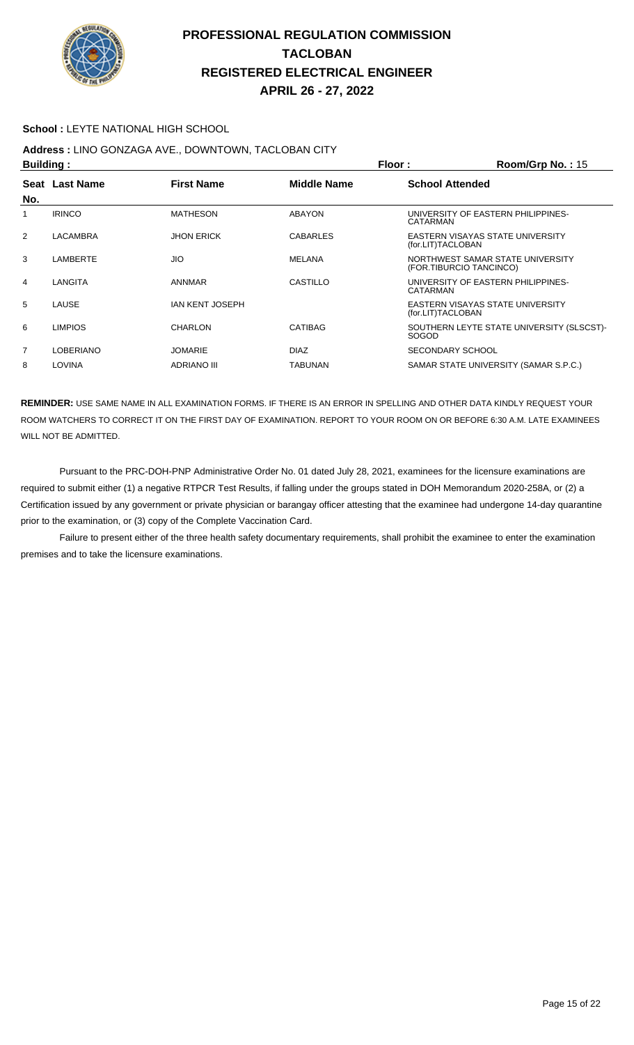# PROFESSIONAL REGULATION COMMISSION
# TACLOBAN
# REGISTERED ELECTRICAL ENGINEER
# APRIL 26 - 27, 2022

**School :** LEYTE NATIONAL HIGH SCHOOL

**Address :** LINO GONZAGA AVE., DOWNTOWN, TACLOBAN CITY

**Building :** **Floor :** **Room/Grp No. :** 15

| Seat No. | Last Name | First Name | Middle Name | School Attended |
|---|---|---|---|---|
| 1 | IRINCO | MATHESON | ABAYON | UNIVERSITY OF EASTERN PHILIPPINES-CATARMAN |
| 2 | LACAMBRA | JHON ERICK | CABARLES | EASTERN VISAYAS STATE UNIVERSITY (for.LIT)TACLOBAN |
| 3 | LAMBERTE | JIO | MELANA | NORTHWEST SAMAR STATE UNIVERSITY (FOR.TIBURCIO TANCINCO) |
| 4 | LANGITA | ANNMAR | CASTILLO | UNIVERSITY OF EASTERN PHILIPPINES-CATARMAN |
| 5 | LAUSE | IAN KENT JOSEPH | | EASTERN VISAYAS STATE UNIVERSITY (for.LIT)TACLOBAN |
| 6 | LIMPIOS | CHARLON | CATIBAG | SOUTHERN LEYTE STATE UNIVERSITY (SLSCST)-SOGOD |
| 7 | LOBERIANO | JOMARIE | DIAZ | SECONDARY SCHOOL |
| 8 | LOVINA | ADRIANO III | TABUNAN | SAMAR STATE UNIVERSITY (SAMAR S.P.C.) |

**REMINDER:** USE SAME NAME IN ALL EXAMINATION FORMS. IF THERE IS AN ERROR IN SPELLING AND OTHER DATA KINDLY REQUEST YOUR ROOM WATCHERS TO CORRECT IT ON THE FIRST DAY OF EXAMINATION. REPORT TO YOUR ROOM ON OR BEFORE 6:30 A.M. LATE EXAMINEES WILL NOT BE ADMITTED.

Pursuant to the PRC-DOH-PNP Administrative Order No. 01 dated July 28, 2021, examinees for the licensure examinations are required to submit either (1) a negative RTPCR Test Results, if falling under the groups stated in DOH Memorandum 2020-258A, or (2) a Certification issued by any government or private physician or barangay officer attesting that the examinee had undergone 14-day quarantine prior to the examination, or (3) copy of the Complete Vaccination Card.

Failure to present either of the three health safety documentary requirements, shall prohibit the examinee to enter the examination premises and to take the licensure examinations.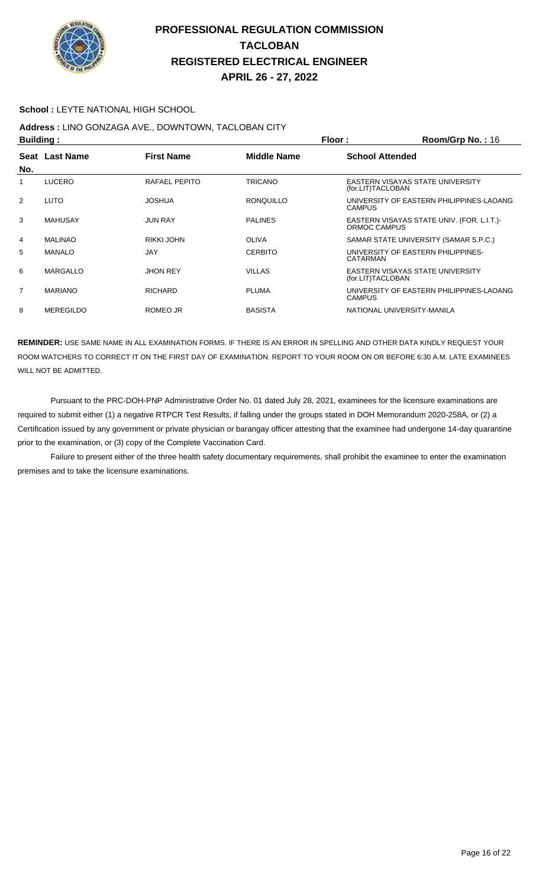# PROFESSIONAL REGULATION COMMISSION
## TACLOBAN
## REGISTERED ELECTRICAL ENGINEER
## APRIL 26 - 27, 2022

**School :** LEYTE NATIONAL HIGH SCHOOL

**Address :** LINO GONZAGA AVE., DOWNTOWN, TACLOBAN CITY

**Building :** **Floor :** **Room/Grp No. :** 16

| Seat No. | Last Name | First Name | Middle Name | School Attended |
|---|---|---|---|---|
| 1 | LUCERO | RAFAEL PEPITO | TRICANO | EASTERN VISAYAS STATE UNIVERSITY (for.LIT)TACLOBAN |
| 2 | LUTO | JOSHUA | RONQUILLO | UNIVERSITY OF EASTERN PHILIPPINES-LAOANG CAMPUS |
| 3 | MAHUSAY | JUN RAY | PALINES | EASTERN VISAYAS STATE UNIV. (FOR. L.I.T.)-ORMOC CAMPUS |
| 4 | MALINAO | RIKKI JOHN | OLIVA | SAMAR STATE UNIVERSITY (SAMAR S.P.C.) |
| 5 | MANALO | JAY | CERBITO | UNIVERSITY OF EASTERN PHILIPPINES-CATARMAN |
| 6 | MARGALLO | JHON REY | VILLAS | EASTERN VISAYAS STATE UNIVERSITY (for.LIT)TACLOBAN |
| 7 | MARIANO | RICHARD | PLUMA | UNIVERSITY OF EASTERN PHILIPPINES-LAOANG CAMPUS |
| 8 | MEREGILDO | ROMEO JR | BASISTA | NATIONAL UNIVERSITY-MANILA |

**REMINDER:** USE SAME NAME IN ALL EXAMINATION FORMS. IF THERE IS AN ERROR IN SPELLING AND OTHER DATA KINDLY REQUEST YOUR ROOM WATCHERS TO CORRECT IT ON THE FIRST DAY OF EXAMINATION. REPORT TO YOUR ROOM ON OR BEFORE 6:30 A.M. LATE EXAMINEES WILL NOT BE ADMITTED.

Pursuant to the PRC-DOH-PNP Administrative Order No. 01 dated July 28, 2021, examinees for the licensure examinations are required to submit either (1) a negative RTPCR Test Results, if falling under the groups stated in DOH Memorandum 2020-258A, or (2) a Certification issued by any government or private physician or barangay officer attesting that the examinee had undergone 14-day quarantine prior to the examination, or (3) copy of the Complete Vaccination Card.

Failure to present either of the three health safety documentary requirements, shall prohibit the examinee to enter the examination premises and to take the licensure examinations.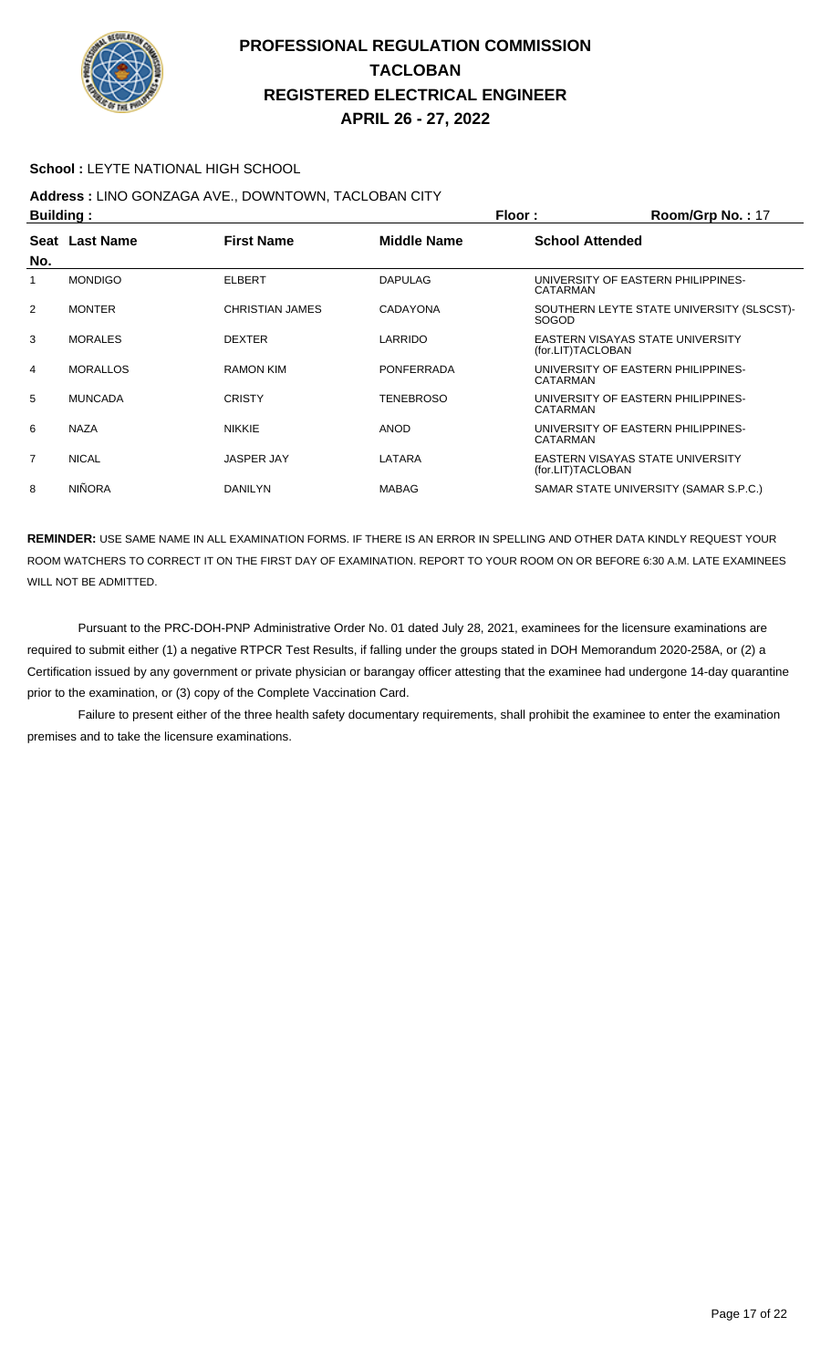# PROFESSIONAL REGULATION COMMISSION
## TACLOBAN
## REGISTERED ELECTRICAL ENGINEER
## APRIL 26 - 27, 2022

**School :** LEYTE NATIONAL HIGH SCHOOL

**Address :** LINO GONZAGA AVE., DOWNTOWN, TACLOBAN CITY

**Building :** **Floor :** **Room/Grp No. :** 17

| Seat No. | Last Name | First Name | Middle Name | School Attended |
|---|---|---|---|---|
| 1 | MONDIGO | ELBERT | DAPULAG | UNIVERSITY OF EASTERN PHILIPPINES-CATARMAN |
| 2 | MONTER | CHRISTIAN JAMES | CADAYONA | SOUTHERN LEYTE STATE UNIVERSITY (SLSCST)-SOGOD |
| 3 | MORALES | DEXTER | LARRIDO | EASTERN VISAYAS STATE UNIVERSITY (for.LIT)TACLOBAN |
| 4 | MORALLOS | RAMON KIM | PONFERRADA | UNIVERSITY OF EASTERN PHILIPPINES-CATARMAN |
| 5 | MUNCADA | CRISTY | TENEBROSO | UNIVERSITY OF EASTERN PHILIPPINES-CATARMAN |
| 6 | NAZA | NIKKIE | ANOD | UNIVERSITY OF EASTERN PHILIPPINES-CATARMAN |
| 7 | NICAL | JASPER JAY | LATARA | EASTERN VISAYAS STATE UNIVERSITY (for.LIT)TACLOBAN |
| 8 | NIÑORA | DANILYN | MABAG | SAMAR STATE UNIVERSITY (SAMAR S.P.C.) |

**REMINDER:** USE SAME NAME IN ALL EXAMINATION FORMS. IF THERE IS AN ERROR IN SPELLING AND OTHER DATA KINDLY REQUEST YOUR ROOM WATCHERS TO CORRECT IT ON THE FIRST DAY OF EXAMINATION. REPORT TO YOUR ROOM ON OR BEFORE 6:30 A.M. LATE EXAMINEES WILL NOT BE ADMITTED.

Pursuant to the PRC-DOH-PNP Administrative Order No. 01 dated July 28, 2021, examinees for the licensure examinations are required to submit either (1) a negative RTPCR Test Results, if falling under the groups stated in DOH Memorandum 2020-258A, or (2) a Certification issued by any government or private physician or barangay officer attesting that the examinee had undergone 14-day quarantine prior to the examination, or (3) copy of the Complete Vaccination Card.

Failure to present either of the three health safety documentary requirements, shall prohibit the examinee to enter the examination premises and to take the licensure examinations.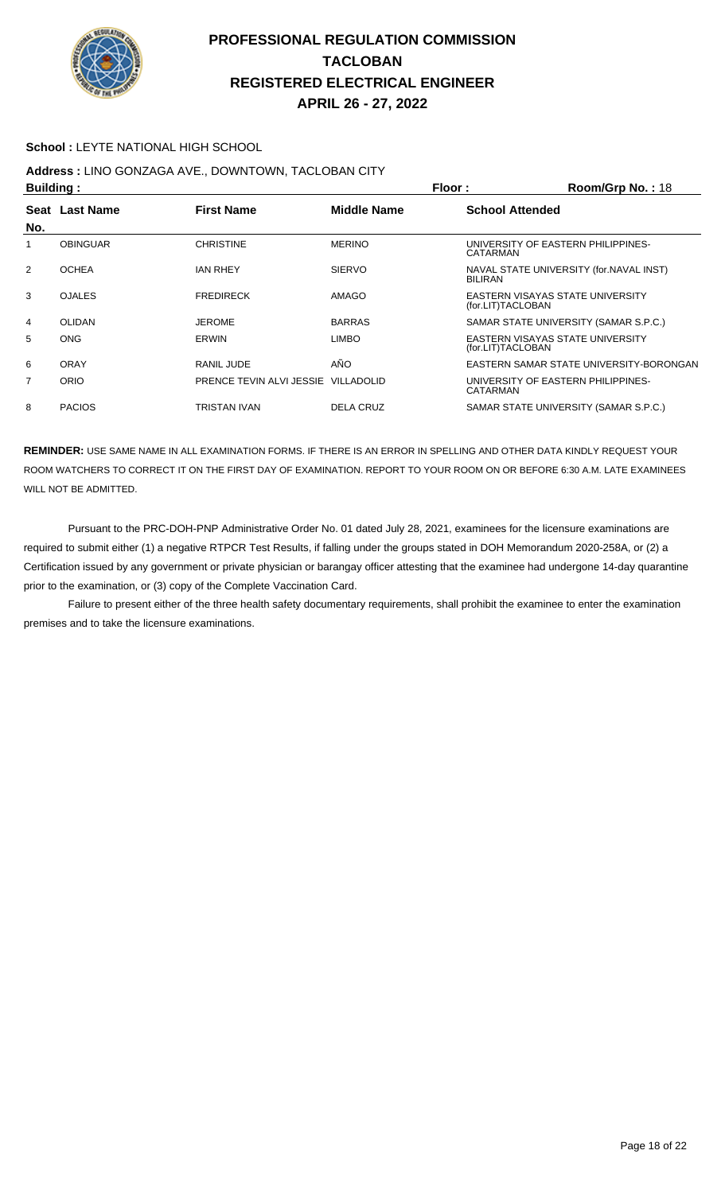# PROFESSIONAL REGULATION COMMISSION
## TACLOBAN
## REGISTERED ELECTRICAL ENGINEER
## APRIL 26 - 27, 2022

**School :** LEYTE NATIONAL HIGH SCHOOL

**Address :** LINO GONZAGA AVE., DOWNTOWN, TACLOBAN CITY

**Building :** **Floor :** **Room/Grp No. :** 18

| Seat No. | Last Name | First Name | Middle Name | School Attended |
|---|---|---|---|---|
| 1 | OBINGUAR | CHRISTINE | MERINO | UNIVERSITY OF EASTERN PHILIPPINES-CATARMAN |
| 2 | OCHEA | IAN RHEY | SIERVO | NAVAL STATE UNIVERSITY (for.NAVAL INST) BILIRAN |
| 3 | OJALES | FREDIRECK | AMAGO | EASTERN VISAYAS STATE UNIVERSITY (for.LIT)TACLOBAN |
| 4 | OLIDAN | JEROME | BARRAS | SAMAR STATE UNIVERSITY (SAMAR S.P.C.) |
| 5 | ONG | ERWIN | LIMBO | EASTERN VISAYAS STATE UNIVERSITY (for.LIT)TACLOBAN |
| 6 | ORAY | RANIL JUDE | AÑO | EASTERN SAMAR STATE UNIVERSITY-BORONGAN |
| 7 | ORIO | PRENCE TEVIN ALVI JESSIE | VILLADOLID | UNIVERSITY OF EASTERN PHILIPPINES-CATARMAN |
| 8 | PACIOS | TRISTAN IVAN | DELA CRUZ | SAMAR STATE UNIVERSITY (SAMAR S.P.C.) |

**REMINDER:** USE SAME NAME IN ALL EXAMINATION FORMS. IF THERE IS AN ERROR IN SPELLING AND OTHER DATA KINDLY REQUEST YOUR ROOM WATCHERS TO CORRECT IT ON THE FIRST DAY OF EXAMINATION. REPORT TO YOUR ROOM ON OR BEFORE 6:30 A.M. LATE EXAMINEES WILL NOT BE ADMITTED.

Pursuant to the PRC-DOH-PNP Administrative Order No. 01 dated July 28, 2021, examinees for the licensure examinations are required to submit either (1) a negative RTPCR Test Results, if falling under the groups stated in DOH Memorandum 2020-258A, or (2) a Certification issued by any government or private physician or barangay officer attesting that the examinee had undergone 14-day quarantine prior to the examination, or (3) copy of the Complete Vaccination Card.

Failure to present either of the three health safety documentary requirements, shall prohibit the examinee to enter the examination premises and to take the licensure examinations.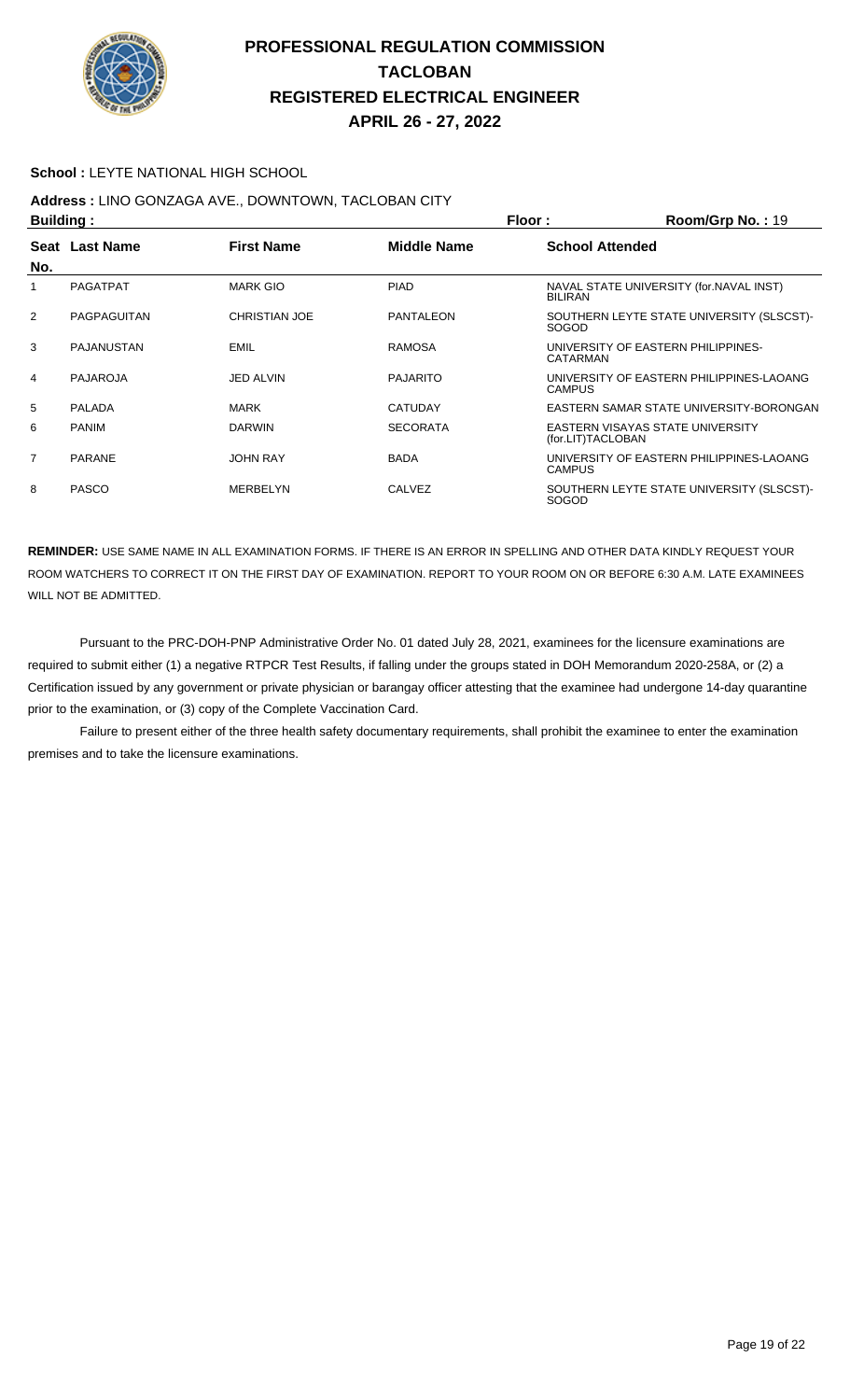# PROFESSIONAL REGULATION COMMISSION
## TACLOBAN
## REGISTERED ELECTRICAL ENGINEER
## APRIL 26 - 27, 2022

**School :** LEYTE NATIONAL HIGH SCHOOL

**Address :** LINO GONZAGA AVE., DOWNTOWN, TACLOBAN CITY

**Building :** **Floor :** **Room/Grp No. :** 19

| Seat No. | Last Name | First Name | Middle Name | School Attended |
|---|---|---|---|---|
| 1 | PAGATPAT | MARK GIO | PIAD | NAVAL STATE UNIVERSITY (for.NAVAL INST) BILIRAN |
| 2 | PAGPAGUITAN | CHRISTIAN JOE | PANTALEON | SOUTHERN LEYTE STATE UNIVERSITY (SLSCST)-SOGOD |
| 3 | PAJANUSTAN | EMIL | RAMOSA | UNIVERSITY OF EASTERN PHILIPPINES-CATARMAN |
| 4 | PAJAROJA | JED ALVIN | PAJARITO | UNIVERSITY OF EASTERN PHILIPPINES-LAOANG CAMPUS |
| 5 | PALADA | MARK | CATUDAY | EASTERN SAMAR STATE UNIVERSITY-BORONGAN |
| 6 | PANIM | DARWIN | SECORATA | EASTERN VISAYAS STATE UNIVERSITY (for.LIT)TACLOBAN |
| 7 | PARANE | JOHN RAY | BADA | UNIVERSITY OF EASTERN PHILIPPINES-LAOANG CAMPUS |
| 8 | PASCO | MERBELYN | CALVEZ | SOUTHERN LEYTE STATE UNIVERSITY (SLSCST)-SOGOD |

**REMINDER:** USE SAME NAME IN ALL EXAMINATION FORMS. IF THERE IS AN ERROR IN SPELLING AND OTHER DATA KINDLY REQUEST YOUR ROOM WATCHERS TO CORRECT IT ON THE FIRST DAY OF EXAMINATION. REPORT TO YOUR ROOM ON OR BEFORE 6:30 A.M. LATE EXAMINEES WILL NOT BE ADMITTED.

Pursuant to the PRC-DOH-PNP Administrative Order No. 01 dated July 28, 2021, examinees for the licensure examinations are required to submit either (1) a negative RTPCR Test Results, if falling under the groups stated in DOH Memorandum 2020-258A, or (2) a Certification issued by any government or private physician or barangay officer attesting that the examinee had undergone 14-day quarantine prior to the examination, or (3) copy of the Complete Vaccination Card.

Failure to present either of the three health safety documentary requirements, shall prohibit the examinee to enter the examination premises and to take the licensure examinations.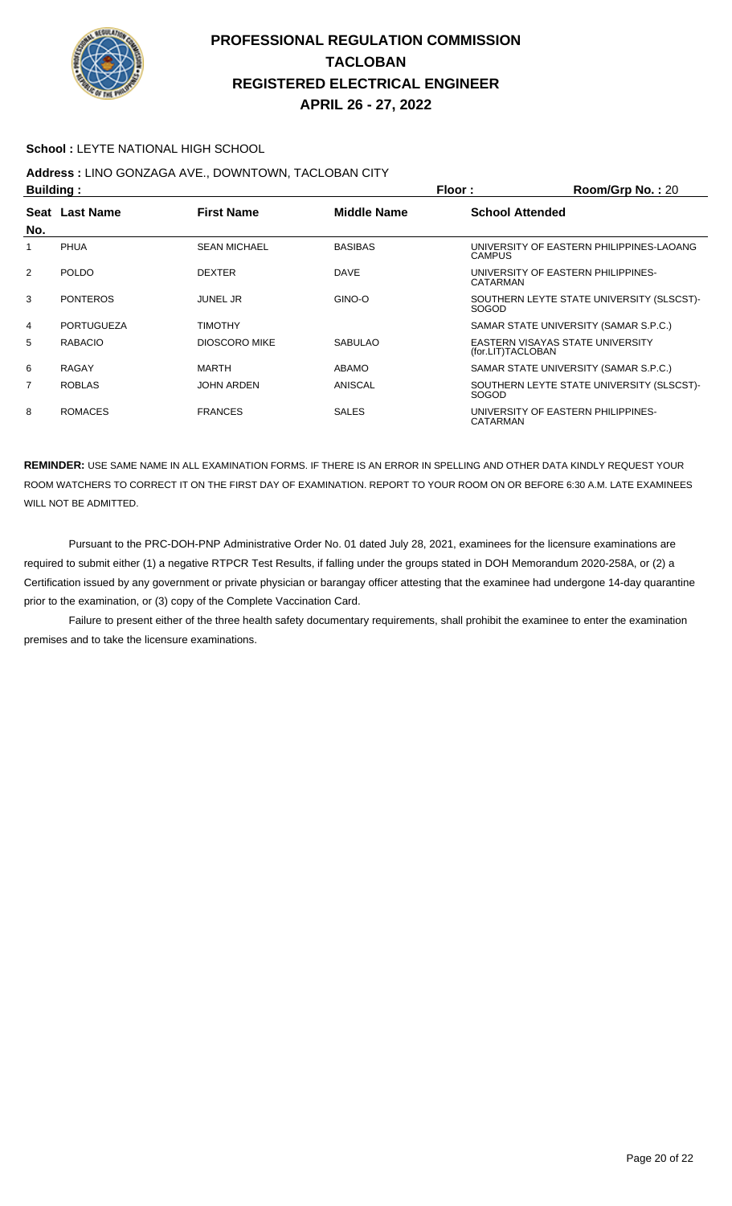# PROFESSIONAL REGULATION COMMISSION
# TACLOBAN
# REGISTERED ELECTRICAL ENGINEER
# APRIL 26 - 27, 2022

**School :** LEYTE NATIONAL HIGH SCHOOL

**Address :** LINO GONZAGA AVE., DOWNTOWN, TACLOBAN CITY

**Building :** **Floor :** **Room/Grp No. :** 20

| Seat No. | Last Name | First Name | Middle Name | School Attended |
|---|---|---|---|---|
| 1 | PHUA | SEAN MICHAEL | BASIBAS | UNIVERSITY OF EASTERN PHILIPPINES-LAOANG CAMPUS |
| 2 | POLDO | DEXTER | DAVE | UNIVERSITY OF EASTERN PHILIPPINES-CATARMAN |
| 3 | PONTEROS | JUNEL JR | GINO-O | SOUTHERN LEYTE STATE UNIVERSITY (SLSCST)-SOGOD |
| 4 | PORTUGUEZA | TIMOTHY | | SAMAR STATE UNIVERSITY (SAMAR S.P.C.) |
| 5 | RABACIO | DIOSCORO MIKE | SABULAO | EASTERN VISAYAS STATE UNIVERSITY (for.LIT)TACLOBAN |
| 6 | RAGAY | MARTH | ABAMO | SAMAR STATE UNIVERSITY (SAMAR S.P.C.) |
| 7 | ROBLAS | JOHN ARDEN | ANISCAL | SOUTHERN LEYTE STATE UNIVERSITY (SLSCST)-SOGOD |
| 8 | ROMACES | FRANCES | SALES | UNIVERSITY OF EASTERN PHILIPPINES-CATARMAN |

**REMINDER:** USE SAME NAME IN ALL EXAMINATION FORMS. IF THERE IS AN ERROR IN SPELLING AND OTHER DATA KINDLY REQUEST YOUR ROOM WATCHERS TO CORRECT IT ON THE FIRST DAY OF EXAMINATION. REPORT TO YOUR ROOM ON OR BEFORE 6:30 A.M. LATE EXAMINEES WILL NOT BE ADMITTED.

Pursuant to the PRC-DOH-PNP Administrative Order No. 01 dated July 28, 2021, examinees for the licensure examinations are required to submit either (1) a negative RTPCR Test Results, if falling under the groups stated in DOH Memorandum 2020-258A, or (2) a Certification issued by any government or private physician or barangay officer attesting that the examinee had undergone 14-day quarantine prior to the examination, or (3) copy of the Complete Vaccination Card.

Failure to present either of the three health safety documentary requirements, shall prohibit the examinee to enter the examination premises and to take the licensure examinations.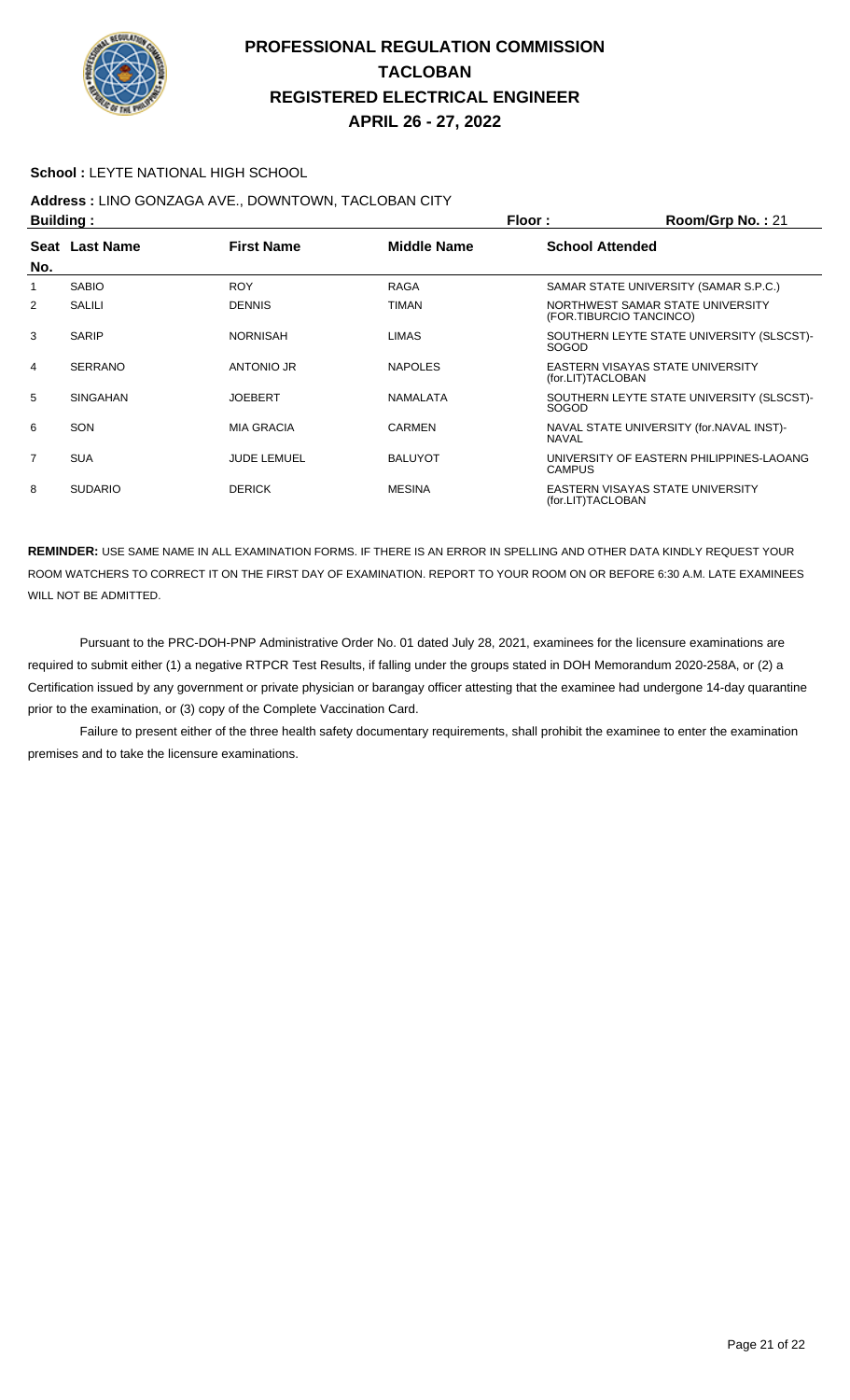# PROFESSIONAL REGULATION COMMISSION
# TACLOBAN
# REGISTERED ELECTRICAL ENGINEER
# APRIL 26 - 27, 2022

**School :** LEYTE NATIONAL HIGH SCHOOL

**Address :** LINO GONZAGA AVE., DOWNTOWN, TACLOBAN CITY

**Building :** **Floor :** **Room/Grp No. :** 21

| Seat No. | Last Name | First Name | Middle Name | School Attended |
|---|---|---|---|---|
| 1 | SABIO | ROY | RAGA | SAMAR STATE UNIVERSITY (SAMAR S.P.C.) |
| 2 | SALILI | DENNIS | TIMAN | NORTHWEST SAMAR STATE UNIVERSITY (FOR.TIBURCIO TANCINCO) |
| 3 | SARIP | NORNISAH | LIMAS | SOUTHERN LEYTE STATE UNIVERSITY (SLSCST)-SOGOD |
| 4 | SERRANO | ANTONIO JR | NAPOLES | EASTERN VISAYAS STATE UNIVERSITY (for.LIT)TACLOBAN |
| 5 | SINGAHAN | JOEBERT | NAMALATA | SOUTHERN LEYTE STATE UNIVERSITY (SLSCST)-SOGOD |
| 6 | SON | MIA GRACIA | CARMEN | NAVAL STATE UNIVERSITY (for.NAVAL INST)-NAVAL |
| 7 | SUA | JUDE LEMUEL | BALUYOT | UNIVERSITY OF EASTERN PHILIPPINES-LAOANG CAMPUS |
| 8 | SUDARIO | DERICK | MESINA | EASTERN VISAYAS STATE UNIVERSITY (for.LIT)TACLOBAN |

**REMINDER:** USE SAME NAME IN ALL EXAMINATION FORMS. IF THERE IS AN ERROR IN SPELLING AND OTHER DATA KINDLY REQUEST YOUR ROOM WATCHERS TO CORRECT IT ON THE FIRST DAY OF EXAMINATION. REPORT TO YOUR ROOM ON OR BEFORE 6:30 A.M. LATE EXAMINEES WILL NOT BE ADMITTED.

Pursuant to the PRC-DOH-PNP Administrative Order No. 01 dated July 28, 2021, examinees for the licensure examinations are required to submit either (1) a negative RTPCR Test Results, if falling under the groups stated in DOH Memorandum 2020-258A, or (2) a Certification issued by any government or private physician or barangay officer attesting that the examinee had undergone 14-day quarantine prior to the examination, or (3) copy of the Complete Vaccination Card.

Failure to present either of the three health safety documentary requirements, shall prohibit the examinee to enter the examination premises and to take the licensure examinations.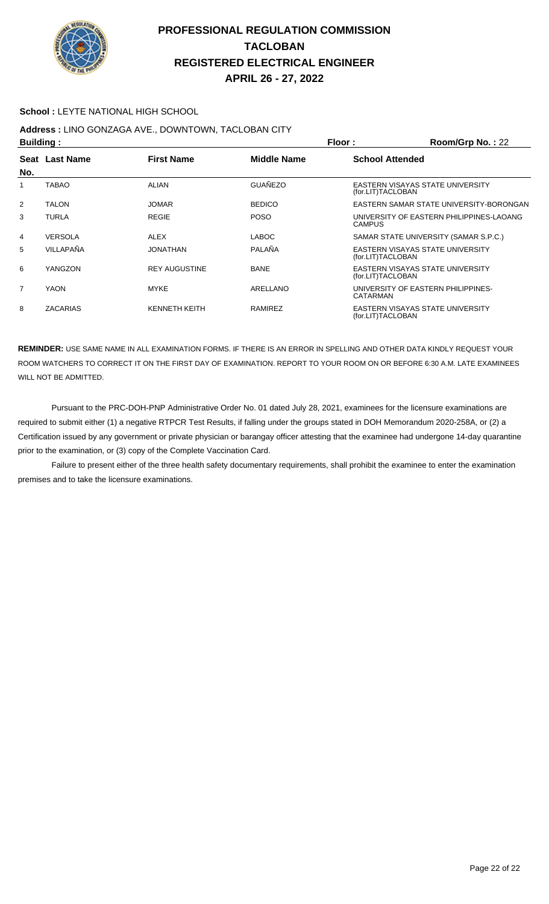# PROFESSIONAL REGULATION COMMISSION
## TACLOBAN
## REGISTERED ELECTRICAL ENGINEER
## APRIL 26 - 27, 2022

**School :** LEYTE NATIONAL HIGH SCHOOL

**Address :** LINO GONZAGA AVE., DOWNTOWN, TACLOBAN CITY

**Building :** **Floor :** **Room/Grp No. :** 22

| Seat No. | Last Name | First Name | Middle Name | School Attended |
|---|---|---|---|---|
| 1 | TABAO | ALIAN | GUAÑEZO | EASTERN VISAYAS STATE UNIVERSITY (for.LIT)TACLOBAN |
| 2 | TALON | JOMAR | BEDICO | EASTERN SAMAR STATE UNIVERSITY-BORONGAN |
| 3 | TURLA | REGIE | POSO | UNIVERSITY OF EASTERN PHILIPPINES-LAOANG CAMPUS |
| 4 | VERSOLA | ALEX | LABOC | SAMAR STATE UNIVERSITY (SAMAR S.P.C.) |
| 5 | VILLAPAÑA | JONATHAN | PALAÑA | EASTERN VISAYAS STATE UNIVERSITY (for.LIT)TACLOBAN |
| 6 | YANGZON | REY AUGUSTINE | BANE | EASTERN VISAYAS STATE UNIVERSITY (for.LIT)TACLOBAN |
| 7 | YAON | MYKE | ARELLANO | UNIVERSITY OF EASTERN PHILIPPINES-CATARMAN |
| 8 | ZACARIAS | KENNETH KEITH | RAMIREZ | EASTERN VISAYAS STATE UNIVERSITY (for.LIT)TACLOBAN |

**REMINDER:** USE SAME NAME IN ALL EXAMINATION FORMS. IF THERE IS AN ERROR IN SPELLING AND OTHER DATA KINDLY REQUEST YOUR ROOM WATCHERS TO CORRECT IT ON THE FIRST DAY OF EXAMINATION. REPORT TO YOUR ROOM ON OR BEFORE 6:30 A.M. LATE EXAMINEES WILL NOT BE ADMITTED.

Pursuant to the PRC-DOH-PNP Administrative Order No. 01 dated July 28, 2021, examinees for the licensure examinations are required to submit either (1) a negative RTPCR Test Results, if falling under the groups stated in DOH Memorandum 2020-258A, or (2) a Certification issued by any government or private physician or barangay officer attesting that the examinee had undergone 14-day quarantine prior to the examination, or (3) copy of the Complete Vaccination Card.

Failure to present either of the three health safety documentary requirements, shall prohibit the examinee to enter the examination premises and to take the licensure examinations.